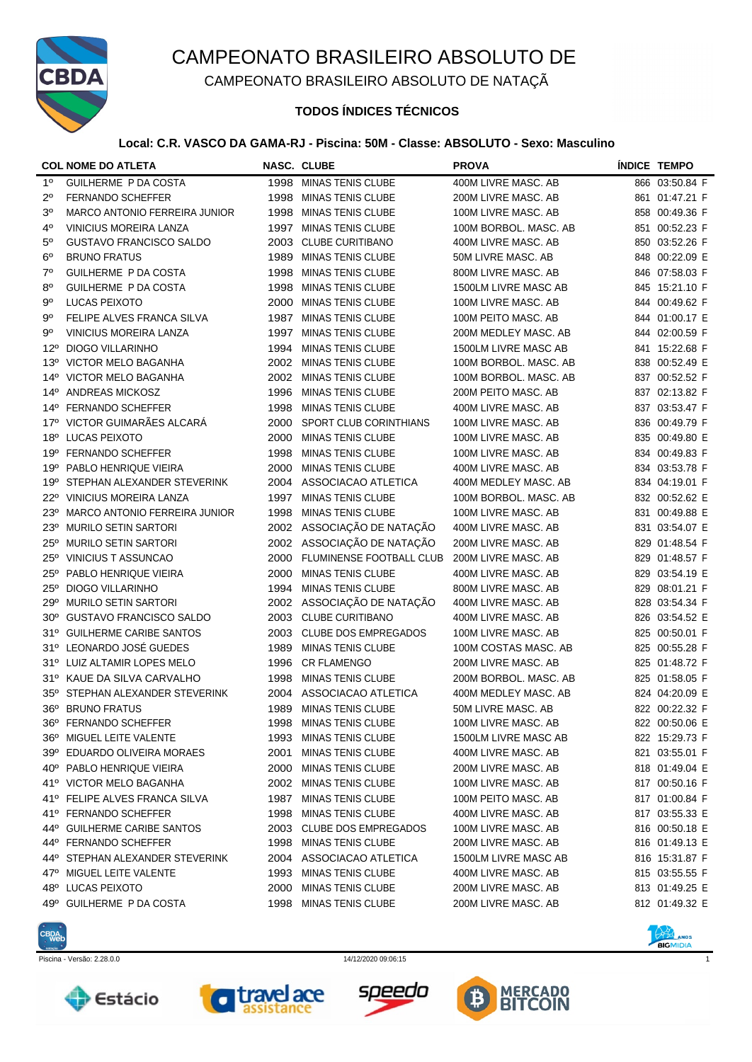# CAMPEONATO BRASILEIRO ABSOLUTO DE

## CAMPEONATO BRASILEIRO ABSOLUTO DE NATAÇÃ

### TODOS ÍNDICES TÉCNICOS

**Local: C.R. VASCO DA GAMA-RJ - Piscina: 50M - Classe: ABSOLUTO - Sexo: Masculino**

| COL | NOME DO ATLETA | NASC. | CLUBE | PROVA | ÍNDICE | TEMPO |
|---|---|---|---|---|---|---|
| 1º | GUILHERME P DA COSTA | 1998 | MINAS TENIS CLUBE | 400M LIVRE MASC. AB | 866 | 03:50.84 F |
| 2º | FERNANDO SCHEFFER | 1998 | MINAS TENIS CLUBE | 200M LIVRE MASC. AB | 861 | 01:47.21 F |
| 3º | MARCO ANTONIO FERREIRA JUNIOR | 1998 | MINAS TENIS CLUBE | 100M LIVRE MASC. AB | 858 | 00:49.36 F |
| 4º | VINICIUS MOREIRA LANZA | 1997 | MINAS TENIS CLUBE | 100M BORBOL. MASC. AB | 851 | 00:52.23 F |
| 5º | GUSTAVO FRANCISCO SALDO | 2003 | CLUBE CURITIBANO | 400M LIVRE MASC. AB | 850 | 03:52.26 F |
| 6º | BRUNO FRATUS | 1989 | MINAS TENIS CLUBE | 50M LIVRE MASC. AB | 848 | 00:22.09 E |
| 7º | GUILHERME P DA COSTA | 1998 | MINAS TENIS CLUBE | 800M LIVRE MASC. AB | 846 | 07:58.03 F |
| 8º | GUILHERME P DA COSTA | 1998 | MINAS TENIS CLUBE | 1500LM LIVRE MASC AB | 845 | 15:21.10 F |
| 9º | LUCAS PEIXOTO | 2000 | MINAS TENIS CLUBE | 100M LIVRE MASC. AB | 844 | 00:49.62 F |
| 9º | FELIPE ALVES FRANCA SILVA | 1987 | MINAS TENIS CLUBE | 100M PEITO MASC. AB | 844 | 01:00.17 E |
| 9º | VINICIUS MOREIRA LANZA | 1997 | MINAS TENIS CLUBE | 200M MEDLEY MASC. AB | 844 | 02:00.59 F |
| 12º | DIOGO VILLARINHO | 1994 | MINAS TENIS CLUBE | 1500LM LIVRE MASC AB | 841 | 15:22.68 F |
| 13º | VICTOR MELO BAGANHA | 2002 | MINAS TENIS CLUBE | 100M BORBOL. MASC. AB | 838 | 00:52.49 E |
| 14º | VICTOR MELO BAGANHA | 2002 | MINAS TENIS CLUBE | 100M BORBOL. MASC. AB | 837 | 00:52.52 F |
| 14º | ANDREAS MICKOSZ | 1996 | MINAS TENIS CLUBE | 200M PEITO MASC. AB | 837 | 02:13.82 F |
| 14º | FERNANDO SCHEFFER | 1998 | MINAS TENIS CLUBE | 400M LIVRE MASC. AB | 837 | 03:53.47 F |
| 17º | VICTOR GUIMARÃES ALCARÁ | 2000 | SPORT CLUB CORINTHIANS | 100M LIVRE MASC. AB | 836 | 00:49.79 F |
| 18º | LUCAS PEIXOTO | 2000 | MINAS TENIS CLUBE | 100M LIVRE MASC. AB | 835 | 00:49.80 E |
| 19º | FERNANDO SCHEFFER | 1998 | MINAS TENIS CLUBE | 100M LIVRE MASC. AB | 834 | 00:49.83 F |
| 19º | PABLO HENRIQUE VIEIRA | 2000 | MINAS TENIS CLUBE | 400M LIVRE MASC. AB | 834 | 03:53.78 F |
| 19º | STEPHAN ALEXANDER STEVERINK | 2004 | ASSOCIACAO ATLETICA | 400M MEDLEY MASC. AB | 834 | 04:19.01 F |
| 22º | VINICIUS MOREIRA LANZA | 1997 | MINAS TENIS CLUBE | 100M BORBOL. MASC. AB | 832 | 00:52.62 E |
| 23º | MARCO ANTONIO FERREIRA JUNIOR | 1998 | MINAS TENIS CLUBE | 100M LIVRE MASC. AB | 831 | 00:49.88 E |
| 23º | MURILO SETIN SARTORI | 2002 | ASSOCIAÇÃO DE NATAÇÃO | 400M LIVRE MASC. AB | 831 | 03:54.07 E |
| 25º | MURILO SETIN SARTORI | 2002 | ASSOCIAÇÃO DE NATAÇÃO | 200M LIVRE MASC. AB | 829 | 01:48.54 F |
| 25º | VINICIUS T ASSUNCAO | 2000 | FLUMINENSE FOOTBALL CLUB | 200M LIVRE MASC. AB | 829 | 01:48.57 F |
| 25º | PABLO HENRIQUE VIEIRA | 2000 | MINAS TENIS CLUBE | 400M LIVRE MASC. AB | 829 | 03:54.19 E |
| 25º | DIOGO VILLARINHO | 1994 | MINAS TENIS CLUBE | 800M LIVRE MASC. AB | 829 | 08:01.21 F |
| 29º | MURILO SETIN SARTORI | 2002 | ASSOCIAÇÃO DE NATAÇÃO | 400M LIVRE MASC. AB | 828 | 03:54.34 F |
| 30º | GUSTAVO FRANCISCO SALDO | 2003 | CLUBE CURITIBANO | 400M LIVRE MASC. AB | 826 | 03:54.52 E |
| 31º | GUILHERME CARIBE SANTOS | 2003 | CLUBE DOS EMPREGADOS | 100M LIVRE MASC. AB | 825 | 00:50.01 F |
| 31º | LEONARDO JOSÉ GUEDES | 1989 | MINAS TENIS CLUBE | 100M COSTAS MASC. AB | 825 | 00:55.28 F |
| 31º | LUIZ ALTAMIR LOPES MELO | 1996 | CR FLAMENGO | 200M LIVRE MASC. AB | 825 | 01:48.72 F |
| 31º | KAUE DA SILVA CARVALHO | 1998 | MINAS TENIS CLUBE | 200M BORBOL. MASC. AB | 825 | 01:58.05 F |
| 35º | STEPHAN ALEXANDER STEVERINK | 2004 | ASSOCIACAO ATLETICA | 400M MEDLEY MASC. AB | 824 | 04:20.09 E |
| 36º | BRUNO FRATUS | 1989 | MINAS TENIS CLUBE | 50M LIVRE MASC. AB | 822 | 00:22.32 F |
| 36º | FERNANDO SCHEFFER | 1998 | MINAS TENIS CLUBE | 100M LIVRE MASC. AB | 822 | 00:50.06 E |
| 36º | MIGUEL LEITE VALENTE | 1993 | MINAS TENIS CLUBE | 1500LM LIVRE MASC AB | 822 | 15:29.73 F |
| 39º | EDUARDO OLIVEIRA MORAES | 2001 | MINAS TENIS CLUBE | 400M LIVRE MASC. AB | 821 | 03:55.01 F |
| 40º | PABLO HENRIQUE VIEIRA | 2000 | MINAS TENIS CLUBE | 200M LIVRE MASC. AB | 818 | 01:49.04 E |
| 41º | VICTOR MELO BAGANHA | 2002 | MINAS TENIS CLUBE | 100M LIVRE MASC. AB | 817 | 00:50.16 F |
| 41º | FELIPE ALVES FRANCA SILVA | 1987 | MINAS TENIS CLUBE | 100M PEITO MASC. AB | 817 | 01:00.84 F |
| 41º | FERNANDO SCHEFFER | 1998 | MINAS TENIS CLUBE | 400M LIVRE MASC. AB | 817 | 03:55.33 E |
| 44º | GUILHERME CARIBE SANTOS | 2003 | CLUBE DOS EMPREGADOS | 100M LIVRE MASC. AB | 816 | 00:50.18 E |
| 44º | FERNANDO SCHEFFER | 1998 | MINAS TENIS CLUBE | 200M LIVRE MASC. AB | 816 | 01:49.13 E |
| 44º | STEPHAN ALEXANDER STEVERINK | 2004 | ASSOCIACAO ATLETICA | 1500LM LIVRE MASC AB | 816 | 15:31.87 F |
| 47º | MIGUEL LEITE VALENTE | 1993 | MINAS TENIS CLUBE | 400M LIVRE MASC. AB | 815 | 03:55.55 F |
| 48º | LUCAS PEIXOTO | 2000 | MINAS TENIS CLUBE | 200M LIVRE MASC. AB | 813 | 01:49.25 E |
| 49º | GUILHERME P DA COSTA | 1998 | MINAS TENIS CLUBE | 200M LIVRE MASC. AB | 812 | 01:49.32 E |

Piscina - Versão: 2.28.0.0 14/12/2020 09:06:15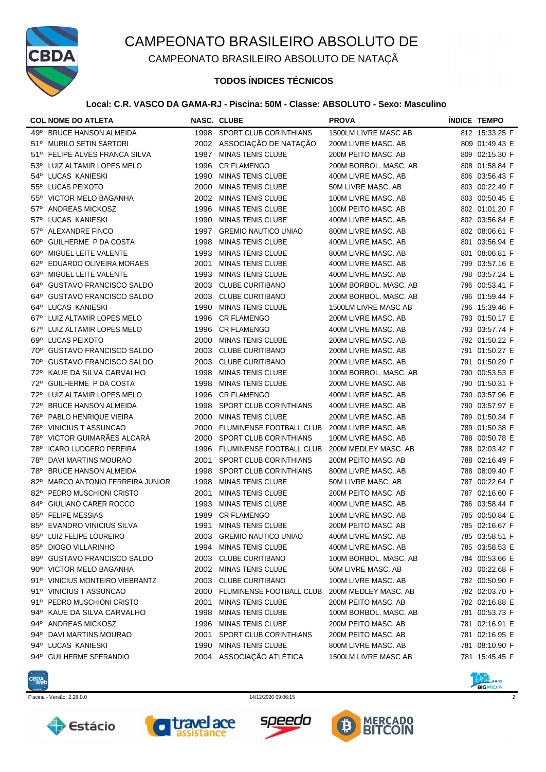# CAMPEONATO BRASILEIRO ABSOLUTO DE

## CAMPEONATO BRASILEIRO ABSOLUTO DE NATAÇÃ

### TODOS ÍNDICES TÉCNICOS

**Local: C.R. VASCO DA GAMA-RJ - Piscina: 50M - Classe: ABSOLUTO - Sexo: Masculino**

| COL | NOME DO ATLETA | NASC. | CLUBE | PROVA | ÍNDICE | TEMPO |
|---|---|---|---|---|---|---|
| 49º | BRUCE HANSON ALMEIDA | 1998 | SPORT CLUB CORINTHIANS | 1500LM LIVRE MASC AB | 812 | 15:33.25 F |
| 51º | MURILO SETIN SARTORI | 2002 | ASSOCIAÇÃO DE NATAÇÃO | 200M LIVRE MASC. AB | 809 | 01:49.43 E |
| 51º | FELIPE ALVES FRANCA SILVA | 1987 | MINAS TENIS CLUBE | 200M PEITO MASC. AB | 809 | 02:15.30 F |
| 53º | LUIZ ALTAMIR LOPES MELO | 1996 | CR FLAMENGO | 200M BORBOL. MASC. AB | 808 | 01:58.84 F |
| 54º | LUCAS KANIESKI | 1990 | MINAS TENIS CLUBE | 400M LIVRE MASC. AB | 806 | 03:56.43 F |
| 55º | LUCAS PEIXOTO | 2000 | MINAS TENIS CLUBE | 50M LIVRE MASC. AB | 803 | 00:22.49 F |
| 55º | VICTOR MELO BAGANHA | 2002 | MINAS TENIS CLUBE | 100M LIVRE MASC. AB | 803 | 00:50.45 E |
| 57º | ANDREAS MICKOSZ | 1996 | MINAS TENIS CLUBE | 100M PEITO MASC. AB | 802 | 01:01.20 F |
| 57º | LUCAS KANIESKI | 1990 | MINAS TENIS CLUBE | 400M LIVRE MASC. AB | 802 | 03:56.84 E |
| 57º | ALEXANDRE FINCO | 1997 | GREMIO NAUTICO UNIAO | 800M LIVRE MASC. AB | 802 | 08:06.61 F |
| 60º | GUILHERME P DA COSTA | 1998 | MINAS TENIS CLUBE | 400M LIVRE MASC. AB | 801 | 03:56.94 E |
| 60º | MIGUEL LEITE VALENTE | 1993 | MINAS TENIS CLUBE | 800M LIVRE MASC. AB | 801 | 08:06.81 F |
| 62º | EDUARDO OLIVEIRA MORAES | 2001 | MINAS TENIS CLUBE | 400M LIVRE MASC. AB | 799 | 03:57.16 E |
| 63º | MIGUEL LEITE VALENTE | 1993 | MINAS TENIS CLUBE | 400M LIVRE MASC. AB | 798 | 03:57.24 E |
| 64º | GUSTAVO FRANCISCO SALDO | 2003 | CLUBE CURITIBANO | 100M BORBOL. MASC. AB | 796 | 00:53.41 F |
| 64º | GUSTAVO FRANCISCO SALDO | 2003 | CLUBE CURITIBANO | 200M BORBOL. MASC. AB | 796 | 01:59.44 F |
| 64º | LUCAS KANIESKI | 1990 | MINAS TENIS CLUBE | 1500LM LIVRE MASC AB | 796 | 15:39.46 F |
| 67º | LUIZ ALTAMIR LOPES MELO | 1996 | CR FLAMENGO | 200M LIVRE MASC. AB | 793 | 01:50.17 E |
| 67º | LUIZ ALTAMIR LOPES MELO | 1996 | CR FLAMENGO | 400M LIVRE MASC. AB | 793 | 03:57.74 F |
| 69º | LUCAS PEIXOTO | 2000 | MINAS TENIS CLUBE | 200M LIVRE MASC. AB | 792 | 01:50.22 F |
| 70º | GUSTAVO FRANCISCO SALDO | 2003 | CLUBE CURITIBANO | 200M LIVRE MASC. AB | 791 | 01:50.27 E |
| 70º | GUSTAVO FRANCISCO SALDO | 2003 | CLUBE CURITIBANO | 200M LIVRE MASC. AB | 791 | 01:50.29 F |
| 72º | KAUE DA SILVA CARVALHO | 1998 | MINAS TENIS CLUBE | 100M BORBOL. MASC. AB | 790 | 00:53.53 E |
| 72º | GUILHERME P DA COSTA | 1998 | MINAS TENIS CLUBE | 200M LIVRE MASC. AB | 790 | 01:50.31 F |
| 72º | LUIZ ALTAMIR LOPES MELO | 1996 | CR FLAMENGO | 400M LIVRE MASC. AB | 790 | 03:57.96 E |
| 72º | BRUCE HANSON ALMEIDA | 1998 | SPORT CLUB CORINTHIANS | 400M LIVRE MASC. AB | 790 | 03:57.97 E |
| 76º | PABLO HENRIQUE VIEIRA | 2000 | MINAS TENIS CLUBE | 200M LIVRE MASC. AB | 789 | 01:50.34 F |
| 76º | VINICIUS T ASSUNCAO | 2000 | FLUMINENSE FOOTBALL CLUB | 200M LIVRE MASC. AB | 789 | 01:50.38 E |
| 78º | VICTOR GUIMARÃES ALCARÁ | 2000 | SPORT CLUB CORINTHIANS | 100M LIVRE MASC. AB | 788 | 00:50.78 E |
| 78º | ICARO LUDGERO PEREIRA | 1996 | FLUMINENSE FOOTBALL CLUB | 200M MEDLEY MASC. AB | 788 | 02:03.42 F |
| 78º | DAVI MARTINS MOURAO | 2001 | SPORT CLUB CORINTHIANS | 200M PEITO MASC. AB | 788 | 02:16.49 F |
| 78º | BRUCE HANSON ALMEIDA | 1998 | SPORT CLUB CORINTHIANS | 800M LIVRE MASC. AB | 788 | 08:09.40 F |
| 82º | MARCO ANTONIO FERREIRA JUNIOR | 1998 | MINAS TENIS CLUBE | 50M LIVRE MASC. AB | 787 | 00:22.64 F |
| 82º | PEDRO MUSCHIONI CRISTO | 2001 | MINAS TENIS CLUBE | 200M PEITO MASC. AB | 787 | 02:16.60 F |
| 84º | GIULIANO CARER ROCCO | 1993 | MINAS TENIS CLUBE | 400M LIVRE MASC. AB | 786 | 03:58.44 F |
| 85º | FELIPE MESSIAS | 1989 | CR FLAMENGO | 100M LIVRE MASC. AB | 785 | 00:50.84 E |
| 85º | EVANDRO VINICIUS SILVA | 1991 | MINAS TENIS CLUBE | 200M PEITO MASC. AB | 785 | 02:16.67 F |
| 85º | LUIZ FELIPE LOUREIRO | 2003 | GREMIO NAUTICO UNIAO | 400M LIVRE MASC. AB | 785 | 03:58.51 F |
| 85º | DIOGO VILLARINHO | 1994 | MINAS TENIS CLUBE | 400M LIVRE MASC. AB | 785 | 03:58.53 E |
| 89º | GUSTAVO FRANCISCO SALDO | 2003 | CLUBE CURITIBANO | 100M BORBOL. MASC. AB | 784 | 00:53.66 E |
| 90º | VICTOR MELO BAGANHA | 2002 | MINAS TENIS CLUBE | 50M LIVRE MASC. AB | 783 | 00:22.68 F |
| 91º | VINICIUS MONTEIRO VIEBRANTZ | 2003 | CLUBE CURITIBANO | 100M LIVRE MASC. AB | 782 | 00:50.90 F |
| 91º | VINICIUS T ASSUNCAO | 2000 | FLUMINENSE FOOTBALL CLUB | 200M MEDLEY MASC. AB | 782 | 02:03.70 F |
| 91º | PEDRO MUSCHIONI CRISTO | 2001 | MINAS TENIS CLUBE | 200M PEITO MASC. AB | 782 | 02:16.88 E |
| 94º | KAUE DA SILVA CARVALHO | 1998 | MINAS TENIS CLUBE | 100M BORBOL. MASC. AB | 781 | 00:53.73 F |
| 94º | ANDREAS MICKOSZ | 1996 | MINAS TENIS CLUBE | 200M PEITO MASC. AB | 781 | 02:16.91 E |
| 94º | DAVI MARTINS MOURAO | 2001 | SPORT CLUB CORINTHIANS | 200M PEITO MASC. AB | 781 | 02:16.95 E |
| 94º | LUCAS KANIESKI | 1990 | MINAS TENIS CLUBE | 800M LIVRE MASC. AB | 781 | 08:10.90 F |
| 94º | GUILHERME SPERANDIO | 2004 | ASSOCIAÇÃO ATLÉTICA | 1500LM LIVRE MASC AB | 781 | 15:45.45 F |

Piscina - Versão: 2.28.0.0 14/12/2020 09:06:15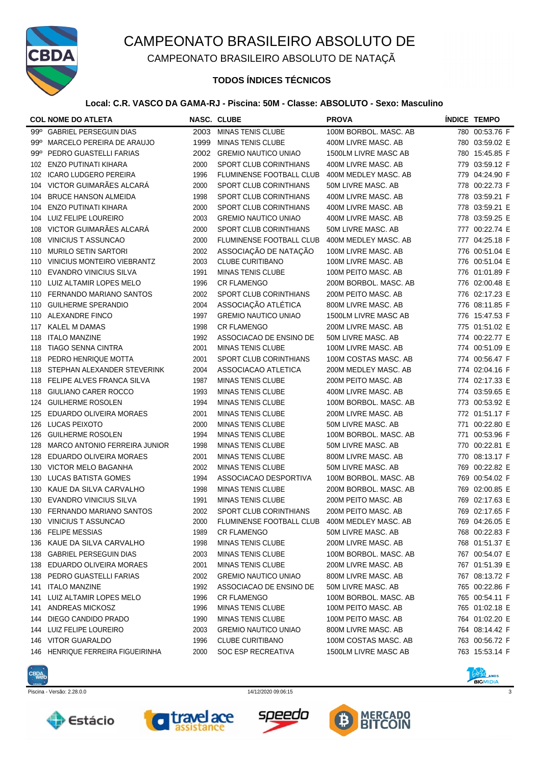# CAMPEONATO BRASILEIRO ABSOLUTO DE

## CAMPEONATO BRASILEIRO ABSOLUTO DE NATAÇÃ

### TODOS ÍNDICES TÉCNICOS

**Local: C.R. VASCO DA GAMA-RJ - Piscina: 50M - Classe: ABSOLUTO - Sexo: Masculino**

| COL | NOME DO ATLETA | NASC. | CLUBE | PROVA | ÍNDICE | TEMPO |
|---|---|---|---|---|---|---|
| 99º | GABRIEL PERSEGUIN DIAS | 2003 | MINAS TENIS CLUBE | 100M BORBOL. MASC. AB | 780 | 00:53.76 F |
| 99º | MARCELO PEREIRA DE ARAUJO | 1999 | MINAS TENIS CLUBE | 400M LIVRE MASC. AB | 780 | 03:59.02 E |
| 99º | PEDRO GUASTELLI FARIAS | 2002 | GREMIO NAUTICO UNIAO | 1500LM LIVRE MASC AB | 780 | 15:45.85 F |
| 102 | ENZO PUTINATI KIHARA | 2000 | SPORT CLUB CORINTHIANS | 400M LIVRE MASC. AB | 779 | 03:59.12 F |
| 102 | ICARO LUDGERO PEREIRA | 1996 | FLUMINENSE FOOTBALL CLUB | 400M MEDLEY MASC. AB | 779 | 04:24.90 F |
| 104 | VICTOR GUIMARÃES ALCARÁ | 2000 | SPORT CLUB CORINTHIANS | 50M LIVRE MASC. AB | 778 | 00:22.73 F |
| 104 | BRUCE HANSON ALMEIDA | 1998 | SPORT CLUB CORINTHIANS | 400M LIVRE MASC. AB | 778 | 03:59.21 F |
| 104 | ENZO PUTINATI KIHARA | 2000 | SPORT CLUB CORINTHIANS | 400M LIVRE MASC. AB | 778 | 03:59.21 E |
| 104 | LUIZ FELIPE LOUREIRO | 2003 | GREMIO NAUTICO UNIAO | 400M LIVRE MASC. AB | 778 | 03:59.25 E |
| 108 | VICTOR GUIMARÃES ALCARÁ | 2000 | SPORT CLUB CORINTHIANS | 50M LIVRE MASC. AB | 777 | 00:22.74 E |
| 108 | VINICIUS T ASSUNCAO | 2000 | FLUMINENSE FOOTBALL CLUB | 400M MEDLEY MASC. AB | 777 | 04:25.18 F |
| 110 | MURILO SETIN SARTORI | 2002 | ASSOCIAÇÃO DE NATAÇÃO | 100M LIVRE MASC. AB | 776 | 00:51.04 E |
| 110 | VINICIUS MONTEIRO VIEBRANTZ | 2003 | CLUBE CURITIBANO | 100M LIVRE MASC. AB | 776 | 00:51.04 E |
| 110 | EVANDRO VINICIUS SILVA | 1991 | MINAS TENIS CLUBE | 100M PEITO MASC. AB | 776 | 01:01.89 F |
| 110 | LUIZ ALTAMIR LOPES MELO | 1996 | CR FLAMENGO | 200M BORBOL. MASC. AB | 776 | 02:00.48 E |
| 110 | FERNANDO MARIANO SANTOS | 2002 | SPORT CLUB CORINTHIANS | 200M PEITO MASC. AB | 776 | 02:17.23 E |
| 110 | GUILHERME SPERANDIO | 2004 | ASSOCIAÇÃO ATLÉTICA | 800M LIVRE MASC. AB | 776 | 08:11.85 F |
| 110 | ALEXANDRE FINCO | 1997 | GREMIO NAUTICO UNIAO | 1500LM LIVRE MASC AB | 776 | 15:47.53 F |
| 117 | KALEL M DAMAS | 1998 | CR FLAMENGO | 200M LIVRE MASC. AB | 775 | 01:51.02 E |
| 118 | ITALO MANZINE | 1992 | ASSOCIACAO DE ENSINO DE | 50M LIVRE MASC. AB | 774 | 00:22.77 E |
| 118 | TIAGO SENNA CINTRA | 2001 | MINAS TENIS CLUBE | 100M LIVRE MASC. AB | 774 | 00:51.09 E |
| 118 | PEDRO HENRIQUE MOTTA | 2001 | SPORT CLUB CORINTHIANS | 100M COSTAS MASC. AB | 774 | 00:56.47 F |
| 118 | STEPHAN ALEXANDER STEVERINK | 2004 | ASSOCIACAO ATLETICA | 200M MEDLEY MASC. AB | 774 | 02:04.16 F |
| 118 | FELIPE ALVES FRANCA SILVA | 1987 | MINAS TENIS CLUBE | 200M PEITO MASC. AB | 774 | 02:17.33 E |
| 118 | GIULIANO CARER ROCCO | 1993 | MINAS TENIS CLUBE | 400M LIVRE MASC. AB | 774 | 03:59.65 E |
| 124 | GUILHERME ROSOLEN | 1994 | MINAS TENIS CLUBE | 100M BORBOL. MASC. AB | 773 | 00:53.92 E |
| 125 | EDUARDO OLIVEIRA MORAES | 2001 | MINAS TENIS CLUBE | 200M LIVRE MASC. AB | 772 | 01:51.17 F |
| 126 | LUCAS PEIXOTO | 2000 | MINAS TENIS CLUBE | 50M LIVRE MASC. AB | 771 | 00:22.80 E |
| 126 | GUILHERME ROSOLEN | 1994 | MINAS TENIS CLUBE | 100M BORBOL. MASC. AB | 771 | 00:53.96 F |
| 128 | MARCO ANTONIO FERREIRA JUNIOR | 1998 | MINAS TENIS CLUBE | 50M LIVRE MASC. AB | 770 | 00:22.81 E |
| 128 | EDUARDO OLIVEIRA MORAES | 2001 | MINAS TENIS CLUBE | 800M LIVRE MASC. AB | 770 | 08:13.17 F |
| 130 | VICTOR MELO BAGANHA | 2002 | MINAS TENIS CLUBE | 50M LIVRE MASC. AB | 769 | 00:22.82 E |
| 130 | LUCAS BATISTA GOMES | 1994 | ASSOCIACAO DESPORTIVA | 100M BORBOL. MASC. AB | 769 | 00:54.02 F |
| 130 | KAUE DA SILVA CARVALHO | 1998 | MINAS TENIS CLUBE | 200M BORBOL. MASC. AB | 769 | 02:00.85 E |
| 130 | EVANDRO VINICIUS SILVA | 1991 | MINAS TENIS CLUBE | 200M PEITO MASC. AB | 769 | 02:17.63 E |
| 130 | FERNANDO MARIANO SANTOS | 2002 | SPORT CLUB CORINTHIANS | 200M PEITO MASC. AB | 769 | 02:17.65 F |
| 130 | VINICIUS T ASSUNCAO | 2000 | FLUMINENSE FOOTBALL CLUB | 400M MEDLEY MASC. AB | 769 | 04:26.05 E |
| 136 | FELIPE MESSIAS | 1989 | CR FLAMENGO | 50M LIVRE MASC. AB | 768 | 00:22.83 F |
| 136 | KAUE DA SILVA CARVALHO | 1998 | MINAS TENIS CLUBE | 200M LIVRE MASC. AB | 768 | 01:51.37 E |
| 138 | GABRIEL PERSEGUIN DIAS | 2003 | MINAS TENIS CLUBE | 100M BORBOL. MASC. AB | 767 | 00:54.07 E |
| 138 | EDUARDO OLIVEIRA MORAES | 2001 | MINAS TENIS CLUBE | 200M LIVRE MASC. AB | 767 | 01:51.39 E |
| 138 | PEDRO GUASTELLI FARIAS | 2002 | GREMIO NAUTICO UNIAO | 800M LIVRE MASC. AB | 767 | 08:13.72 F |
| 141 | ITALO MANZINE | 1992 | ASSOCIACAO DE ENSINO DE | 50M LIVRE MASC. AB | 765 | 00:22.86 F |
| 141 | LUIZ ALTAMIR LOPES MELO | 1996 | CR FLAMENGO | 100M BORBOL. MASC. AB | 765 | 00:54.11 F |
| 141 | ANDREAS MICKOSZ | 1996 | MINAS TENIS CLUBE | 100M PEITO MASC. AB | 765 | 01:02.18 E |
| 144 | DIEGO CANDIDO PRADO | 1990 | MINAS TENIS CLUBE | 100M PEITO MASC. AB | 764 | 01:02.20 E |
| 144 | LUIZ FELIPE LOUREIRO | 2003 | GREMIO NAUTICO UNIAO | 800M LIVRE MASC. AB | 764 | 08:14.42 F |
| 146 | VITOR GUARALDO | 1996 | CLUBE CURITIBANO | 100M COSTAS MASC. AB | 763 | 00:56.72 F |
| 146 | HENRIQUE FERREIRA FIGUEIRINHA | 2000 | SOC ESP RECREATIVA | 1500LM LIVRE MASC AB | 763 | 15:53.14 F |

Piscina - Versão: 2.28.0.0 14/12/2020 09:06:15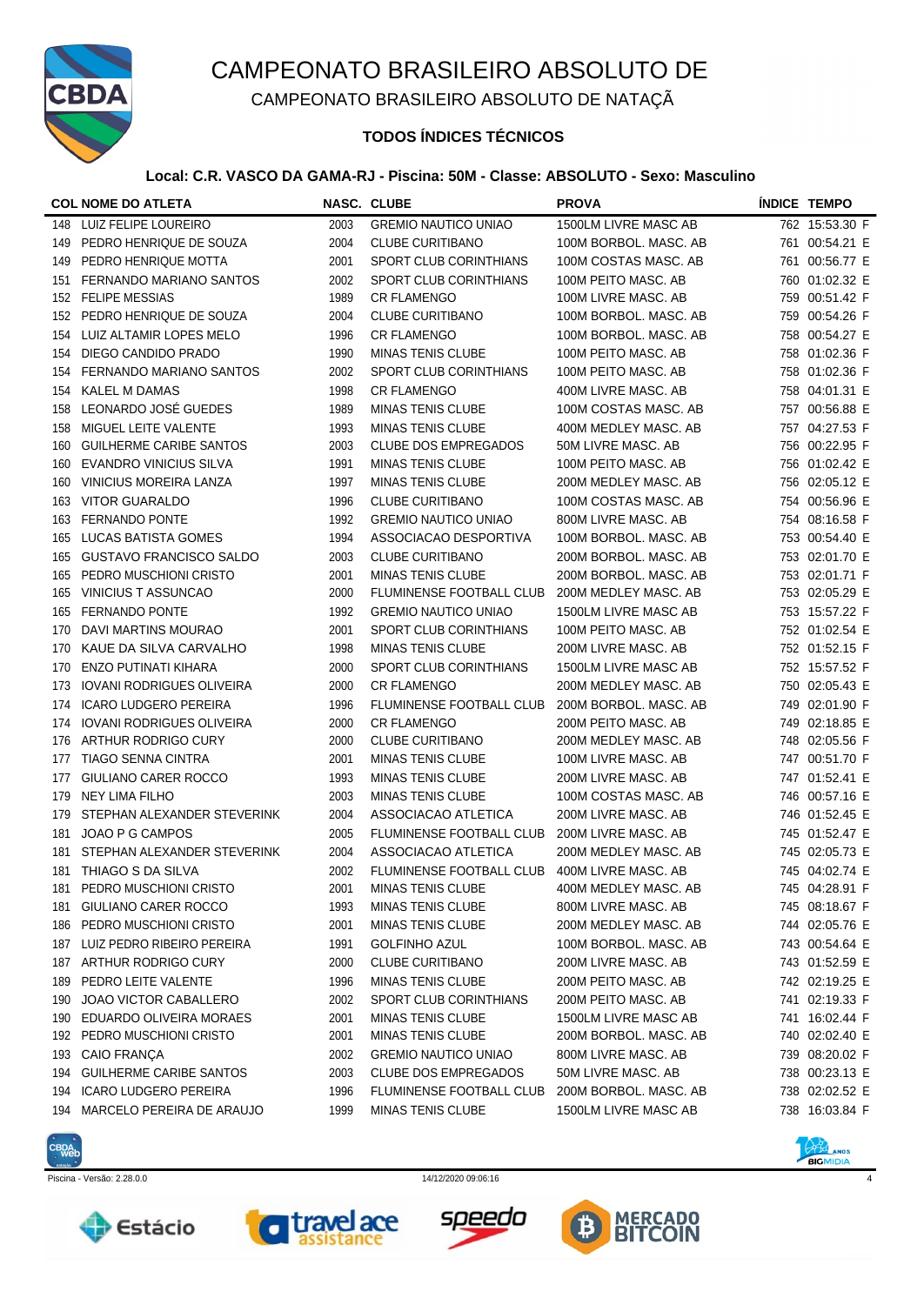# CAMPEONATO BRASILEIRO ABSOLUTO DE

## CAMPEONATO BRASILEIRO ABSOLUTO DE NATAÇÃ

### TODOS ÍNDICES TÉCNICOS

**Local: C.R. VASCO DA GAMA-RJ - Piscina: 50M - Classe: ABSOLUTO - Sexo: Masculino**

| COL | NOME DO ATLETA | NASC. | CLUBE | PROVA | ÍNDICE | TEMPO |
|---|---|---|---|---|---|---|
| 148 | LUIZ FELIPE LOUREIRO | 2003 | GREMIO NAUTICO UNIAO | 1500LM LIVRE MASC AB | 762 | 15:53.30 F |
| 149 | PEDRO HENRIQUE DE SOUZA | 2004 | CLUBE CURITIBANO | 100M BORBOL. MASC. AB | 761 | 00:54.21 E |
| 149 | PEDRO HENRIQUE MOTTA | 2001 | SPORT CLUB CORINTHIANS | 100M COSTAS MASC. AB | 761 | 00:56.77 E |
| 151 | FERNANDO MARIANO SANTOS | 2002 | SPORT CLUB CORINTHIANS | 100M PEITO MASC. AB | 760 | 01:02.32 E |
| 152 | FELIPE MESSIAS | 1989 | CR FLAMENGO | 100M LIVRE MASC. AB | 759 | 00:51.42 F |
| 152 | PEDRO HENRIQUE DE SOUZA | 2004 | CLUBE CURITIBANO | 100M BORBOL. MASC. AB | 759 | 00:54.26 F |
| 154 | LUIZ ALTAMIR LOPES MELO | 1996 | CR FLAMENGO | 100M BORBOL. MASC. AB | 758 | 00:54.27 E |
| 154 | DIEGO CANDIDO PRADO | 1990 | MINAS TENIS CLUBE | 100M PEITO MASC. AB | 758 | 01:02.36 F |
| 154 | FERNANDO MARIANO SANTOS | 2002 | SPORT CLUB CORINTHIANS | 100M PEITO MASC. AB | 758 | 01:02.36 F |
| 154 | KALEL M DAMAS | 1998 | CR FLAMENGO | 400M LIVRE MASC. AB | 758 | 04:01.31 E |
| 158 | LEONARDO JOSÉ GUEDES | 1989 | MINAS TENIS CLUBE | 100M COSTAS MASC. AB | 757 | 00:56.88 E |
| 158 | MIGUEL LEITE VALENTE | 1993 | MINAS TENIS CLUBE | 400M MEDLEY MASC. AB | 757 | 04:27.53 F |
| 160 | GUILHERME CARIBE SANTOS | 2003 | CLUBE DOS EMPREGADOS | 50M LIVRE MASC. AB | 756 | 00:22.95 F |
| 160 | EVANDRO VINICIUS SILVA | 1991 | MINAS TENIS CLUBE | 100M PEITO MASC. AB | 756 | 01:02.42 E |
| 160 | VINICIUS MOREIRA LANZA | 1997 | MINAS TENIS CLUBE | 200M MEDLEY MASC. AB | 756 | 02:05.12 E |
| 163 | VITOR GUARALDO | 1996 | CLUBE CURITIBANO | 100M COSTAS MASC. AB | 754 | 00:56.96 E |
| 163 | FERNANDO PONTE | 1992 | GREMIO NAUTICO UNIAO | 800M LIVRE MASC. AB | 754 | 08:16.58 F |
| 165 | LUCAS BATISTA GOMES | 1994 | ASSOCIACAO DESPORTIVA | 100M BORBOL. MASC. AB | 753 | 00:54.40 E |
| 165 | GUSTAVO FRANCISCO SALDO | 2003 | CLUBE CURITIBANO | 200M BORBOL. MASC. AB | 753 | 02:01.70 E |
| 165 | PEDRO MUSCHIONI CRISTO | 2001 | MINAS TENIS CLUBE | 200M BORBOL. MASC. AB | 753 | 02:01.71 F |
| 165 | VINICIUS T ASSUNCAO | 2000 | FLUMINENSE FOOTBALL CLUB | 200M MEDLEY MASC. AB | 753 | 02:05.29 E |
| 165 | FERNANDO PONTE | 1992 | GREMIO NAUTICO UNIAO | 1500LM LIVRE MASC AB | 753 | 15:57.22 F |
| 170 | DAVI MARTINS MOURAO | 2001 | SPORT CLUB CORINTHIANS | 100M PEITO MASC. AB | 752 | 01:02.54 E |
| 170 | KAUE DA SILVA CARVALHO | 1998 | MINAS TENIS CLUBE | 200M LIVRE MASC. AB | 752 | 01:52.15 F |
| 170 | ENZO PUTINATI KIHARA | 2000 | SPORT CLUB CORINTHIANS | 1500LM LIVRE MASC AB | 752 | 15:57.52 F |
| 173 | IOVANI RODRIGUES OLIVEIRA | 2000 | CR FLAMENGO | 200M MEDLEY MASC. AB | 750 | 02:05.43 E |
| 174 | ICARO LUDGERO PEREIRA | 1996 | FLUMINENSE FOOTBALL CLUB | 200M BORBOL. MASC. AB | 749 | 02:01.90 F |
| 174 | IOVANI RODRIGUES OLIVEIRA | 2000 | CR FLAMENGO | 200M PEITO MASC. AB | 749 | 02:18.85 E |
| 176 | ARTHUR RODRIGO CURY | 2000 | CLUBE CURITIBANO | 200M MEDLEY MASC. AB | 748 | 02:05.56 F |
| 177 | TIAGO SENNA CINTRA | 2001 | MINAS TENIS CLUBE | 100M LIVRE MASC. AB | 747 | 00:51.70 F |
| 177 | GIULIANO CARER ROCCO | 1993 | MINAS TENIS CLUBE | 200M LIVRE MASC. AB | 747 | 01:52.41 E |
| 179 | NEY LIMA FILHO | 2003 | MINAS TENIS CLUBE | 100M COSTAS MASC. AB | 746 | 00:57.16 E |
| 179 | STEPHAN ALEXANDER STEVERINK | 2004 | ASSOCIACAO ATLETICA | 200M LIVRE MASC. AB | 746 | 01:52.45 E |
| 181 | JOAO P G CAMPOS | 2005 | FLUMINENSE FOOTBALL CLUB | 200M LIVRE MASC. AB | 745 | 01:52.47 E |
| 181 | STEPHAN ALEXANDER STEVERINK | 2004 | ASSOCIACAO ATLETICA | 200M MEDLEY MASC. AB | 745 | 02:05.73 E |
| 181 | THIAGO S DA SILVA | 2002 | FLUMINENSE FOOTBALL CLUB | 400M LIVRE MASC. AB | 745 | 04:02.74 E |
| 181 | PEDRO MUSCHIONI CRISTO | 2001 | MINAS TENIS CLUBE | 400M MEDLEY MASC. AB | 745 | 04:28.91 F |
| 181 | GIULIANO CARER ROCCO | 1993 | MINAS TENIS CLUBE | 800M LIVRE MASC. AB | 745 | 08:18.67 F |
| 186 | PEDRO MUSCHIONI CRISTO | 2001 | MINAS TENIS CLUBE | 200M MEDLEY MASC. AB | 744 | 02:05.76 E |
| 187 | LUIZ PEDRO RIBEIRO PEREIRA | 1991 | GOLFINHO AZUL | 100M BORBOL. MASC. AB | 743 | 00:54.64 E |
| 187 | ARTHUR RODRIGO CURY | 2000 | CLUBE CURITIBANO | 200M LIVRE MASC. AB | 743 | 01:52.59 E |
| 189 | PEDRO LEITE VALENTE | 1996 | MINAS TENIS CLUBE | 200M PEITO MASC. AB | 742 | 02:19.25 E |
| 190 | JOAO VICTOR CABALLERO | 2002 | SPORT CLUB CORINTHIANS | 200M PEITO MASC. AB | 741 | 02:19.33 F |
| 190 | EDUARDO OLIVEIRA MORAES | 2001 | MINAS TENIS CLUBE | 1500LM LIVRE MASC AB | 741 | 16:02.44 F |
| 192 | PEDRO MUSCHIONI CRISTO | 2001 | MINAS TENIS CLUBE | 200M BORBOL. MASC. AB | 740 | 02:02.40 E |
| 193 | CAIO FRANÇA | 2002 | GREMIO NAUTICO UNIAO | 800M LIVRE MASC. AB | 739 | 08:20.02 F |
| 194 | GUILHERME CARIBE SANTOS | 2003 | CLUBE DOS EMPREGADOS | 50M LIVRE MASC. AB | 738 | 00:23.13 E |
| 194 | ICARO LUDGERO PEREIRA | 1996 | FLUMINENSE FOOTBALL CLUB | 200M BORBOL. MASC. AB | 738 | 02:02.52 E |
| 194 | MARCELO PEREIRA DE ARAUJO | 1999 | MINAS TENIS CLUBE | 1500LM LIVRE MASC AB | 738 | 16:03.84 F |

Piscina - Versão: 2.28.0.0 14/12/2020 09:06:16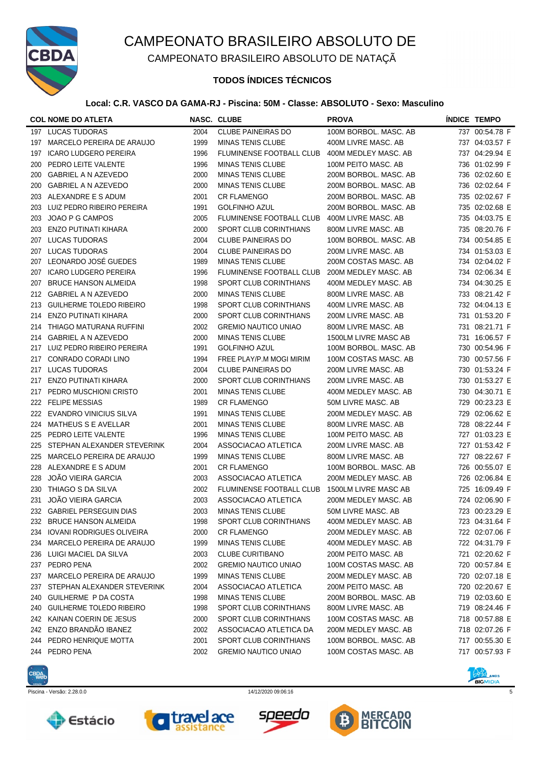# CAMPEONATO BRASILEIRO ABSOLUTO DE

## CAMPEONATO BRASILEIRO ABSOLUTO DE NATAÇÃ

### TODOS ÍNDICES TÉCNICOS

**Local: C.R. VASCO DA GAMA-RJ - Piscina: 50M - Classe: ABSOLUTO - Sexo: Masculino**

| COL | NOME DO ATLETA | NASC. | CLUBE | PROVA | ÍNDICE | TEMPO |
|---|---|---|---|---|---|---|
| 197 | LUCAS TUDORAS | 2004 | CLUBE PAINEIRAS DO | 100M BORBOL. MASC. AB | 737 | 00:54.78 F |
| 197 | MARCELO PEREIRA DE ARAUJO | 1999 | MINAS TENIS CLUBE | 400M LIVRE MASC. AB | 737 | 04:03.57 F |
| 197 | ICARO LUDGERO PEREIRA | 1996 | FLUMINENSE FOOTBALL CLUB | 400M MEDLEY MASC. AB | 737 | 04:29.94 E |
| 200 | PEDRO LEITE VALENTE | 1996 | MINAS TENIS CLUBE | 100M PEITO MASC. AB | 736 | 01:02.99 F |
| 200 | GABRIEL A N AZEVEDO | 2000 | MINAS TENIS CLUBE | 200M BORBOL. MASC. AB | 736 | 02:02.60 E |
| 200 | GABRIEL A N AZEVEDO | 2000 | MINAS TENIS CLUBE | 200M BORBOL. MASC. AB | 736 | 02:02.64 F |
| 203 | ALEXANDRE E S ADUM | 2001 | CR FLAMENGO | 200M BORBOL. MASC. AB | 735 | 02:02.67 F |
| 203 | LUIZ PEDRO RIBEIRO PEREIRA | 1991 | GOLFINHO AZUL | 200M BORBOL. MASC. AB | 735 | 02:02.68 E |
| 203 | JOAO P G CAMPOS | 2005 | FLUMINENSE FOOTBALL CLUB | 400M LIVRE MASC. AB | 735 | 04:03.75 E |
| 203 | ENZO PUTINATI KIHARA | 2000 | SPORT CLUB CORINTHIANS | 800M LIVRE MASC. AB | 735 | 08:20.76 F |
| 207 | LUCAS TUDORAS | 2004 | CLUBE PAINEIRAS DO | 100M BORBOL. MASC. AB | 734 | 00:54.85 E |
| 207 | LUCAS TUDORAS | 2004 | CLUBE PAINEIRAS DO | 200M LIVRE MASC. AB | 734 | 01:53.03 E |
| 207 | LEONARDO JOSÉ GUEDES | 1989 | MINAS TENIS CLUBE | 200M COSTAS MASC. AB | 734 | 02:04.02 F |
| 207 | ICARO LUDGERO PEREIRA | 1996 | FLUMINENSE FOOTBALL CLUB | 200M MEDLEY MASC. AB | 734 | 02:06.34 E |
| 207 | BRUCE HANSON ALMEIDA | 1998 | SPORT CLUB CORINTHIANS | 400M MEDLEY MASC. AB | 734 | 04:30.25 E |
| 212 | GABRIEL A N AZEVEDO | 2000 | MINAS TENIS CLUBE | 800M LIVRE MASC. AB | 733 | 08:21.42 F |
| 213 | GUILHERME TOLEDO RIBEIRO | 1998 | SPORT CLUB CORINTHIANS | 400M LIVRE MASC. AB | 732 | 04:04.13 E |
| 214 | ENZO PUTINATI KIHARA | 2000 | SPORT CLUB CORINTHIANS | 200M LIVRE MASC. AB | 731 | 01:53.20 F |
| 214 | THIAGO MATURANA RUFFINI | 2002 | GREMIO NAUTICO UNIAO | 800M LIVRE MASC. AB | 731 | 08:21.71 F |
| 214 | GABRIEL A N AZEVEDO | 2000 | MINAS TENIS CLUBE | 1500LM LIVRE MASC AB | 731 | 16:06.57 F |
| 217 | LUIZ PEDRO RIBEIRO PEREIRA | 1991 | GOLFINHO AZUL | 100M BORBOL. MASC. AB | 730 | 00:54.96 F |
| 217 | CONRADO CORADI LINO | 1994 | FREE PLAY/P.M MOGI MIRIM | 100M COSTAS MASC. AB | 730 | 00:57.56 F |
| 217 | LUCAS TUDORAS | 2004 | CLUBE PAINEIRAS DO | 200M LIVRE MASC. AB | 730 | 01:53.24 F |
| 217 | ENZO PUTINATI KIHARA | 2000 | SPORT CLUB CORINTHIANS | 200M LIVRE MASC. AB | 730 | 01:53.27 E |
| 217 | PEDRO MUSCHIONI CRISTO | 2001 | MINAS TENIS CLUBE | 400M MEDLEY MASC. AB | 730 | 04:30.71 E |
| 222 | FELIPE MESSIAS | 1989 | CR FLAMENGO | 50M LIVRE MASC. AB | 729 | 00:23.23 E |
| 222 | EVANDRO VINICIUS SILVA | 1991 | MINAS TENIS CLUBE | 200M MEDLEY MASC. AB | 729 | 02:06.62 E |
| 224 | MATHEUS S E AVELLAR | 2001 | MINAS TENIS CLUBE | 800M LIVRE MASC. AB | 728 | 08:22.44 F |
| 225 | PEDRO LEITE VALENTE | 1996 | MINAS TENIS CLUBE | 100M PEITO MASC. AB | 727 | 01:03.23 E |
| 225 | STEPHAN ALEXANDER STEVERINK | 2004 | ASSOCIACAO ATLETICA | 200M LIVRE MASC. AB | 727 | 01:53.42 F |
| 225 | MARCELO PEREIRA DE ARAUJO | 1999 | MINAS TENIS CLUBE | 800M LIVRE MASC. AB | 727 | 08:22.67 F |
| 228 | ALEXANDRE E S ADUM | 2001 | CR FLAMENGO | 100M BORBOL. MASC. AB | 726 | 00:55.07 E |
| 228 | JOÃO VIEIRA GARCIA | 2003 | ASSOCIACAO ATLETICA | 200M MEDLEY MASC. AB | 726 | 02:06.84 E |
| 230 | THIAGO S DA SILVA | 2002 | FLUMINENSE FOOTBALL CLUB | 1500LM LIVRE MASC AB | 725 | 16:09.49 F |
| 231 | JOÃO VIEIRA GARCIA | 2003 | ASSOCIACAO ATLETICA | 200M MEDLEY MASC. AB | 724 | 02:06.90 F |
| 232 | GABRIEL PERSEGUIN DIAS | 2003 | MINAS TENIS CLUBE | 50M LIVRE MASC. AB | 723 | 00:23.29 E |
| 232 | BRUCE HANSON ALMEIDA | 1998 | SPORT CLUB CORINTHIANS | 400M MEDLEY MASC. AB | 723 | 04:31.64 F |
| 234 | IOVANI RODRIGUES OLIVEIRA | 2000 | CR FLAMENGO | 200M MEDLEY MASC. AB | 722 | 02:07.06 F |
| 234 | MARCELO PEREIRA DE ARAUJO | 1999 | MINAS TENIS CLUBE | 400M MEDLEY MASC. AB | 722 | 04:31.79 F |
| 236 | LUIGI MACIEL DA SILVA | 2003 | CLUBE CURITIBANO | 200M PEITO MASC. AB | 721 | 02:20.62 F |
| 237 | PEDRO PENA | 2002 | GREMIO NAUTICO UNIAO | 100M COSTAS MASC. AB | 720 | 00:57.84 E |
| 237 | MARCELO PEREIRA DE ARAUJO | 1999 | MINAS TENIS CLUBE | 200M MEDLEY MASC. AB | 720 | 02:07.18 E |
| 237 | STEPHAN ALEXANDER STEVERINK | 2004 | ASSOCIACAO ATLETICA | 200M PEITO MASC. AB | 720 | 02:20.67 E |
| 240 | GUILHERME P DA COSTA | 1998 | MINAS TENIS CLUBE | 200M BORBOL. MASC. AB | 719 | 02:03.60 E |
| 240 | GUILHERME TOLEDO RIBEIRO | 1998 | SPORT CLUB CORINTHIANS | 800M LIVRE MASC. AB | 719 | 08:24.46 F |
| 242 | KAINAN COERIN DE JESUS | 2000 | SPORT CLUB CORINTHIANS | 100M COSTAS MASC. AB | 718 | 00:57.88 E |
| 242 | ENZO BRANDÃO IBANEZ | 2002 | ASSOCIACAO ATLETICA DA | 200M MEDLEY MASC. AB | 718 | 02:07.26 F |
| 244 | PEDRO HENRIQUE MOTTA | 2001 | SPORT CLUB CORINTHIANS | 100M BORBOL. MASC. AB | 717 | 00:55.30 E |
| 244 | PEDRO PENA | 2002 | GREMIO NAUTICO UNIAO | 100M COSTAS MASC. AB | 717 | 00:57.93 F |

Piscina - Versão: 2.28.0.0 — 14/12/2020 09:06:16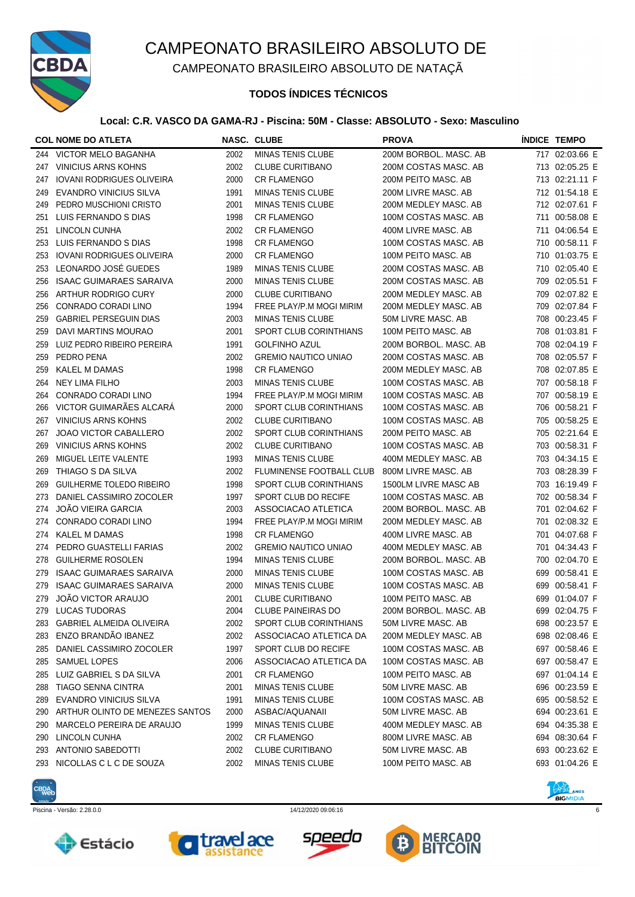# CAMPEONATO BRASILEIRO ABSOLUTO DE

## CAMPEONATO BRASILEIRO ABSOLUTO DE NATAÇÃ

### TODOS ÍNDICES TÉCNICOS

**Local: C.R. VASCO DA GAMA-RJ - Piscina: 50M - Classe: ABSOLUTO - Sexo: Masculino**

| COL | NOME DO ATLETA | NASC. | CLUBE | PROVA | ÍNDICE | TEMPO | |
|---|---|---|---|---|---|---|---|
| 244 | VICTOR MELO BAGANHA | 2002 | MINAS TENIS CLUBE | 200M BORBOL. MASC. AB | 717 | 02:03.66 | E |
| 247 | VINICIUS ARNS KOHNS | 2002 | CLUBE CURITIBANO | 200M COSTAS MASC. AB | 713 | 02:05.25 | E |
| 247 | IOVANI RODRIGUES OLIVEIRA | 2000 | CR FLAMENGO | 200M PEITO MASC. AB | 713 | 02:21.11 | F |
| 249 | EVANDRO VINICIUS SILVA | 1991 | MINAS TENIS CLUBE | 200M LIVRE MASC. AB | 712 | 01:54.18 | E |
| 249 | PEDRO MUSCHIONI CRISTO | 2001 | MINAS TENIS CLUBE | 200M MEDLEY MASC. AB | 712 | 02:07.61 | F |
| 251 | LUIS FERNANDO S DIAS | 1998 | CR FLAMENGO | 100M COSTAS MASC. AB | 711 | 00:58.08 | E |
| 251 | LINCOLN CUNHA | 2002 | CR FLAMENGO | 400M LIVRE MASC. AB | 711 | 04:06.54 | E |
| 253 | LUIS FERNANDO S DIAS | 1998 | CR FLAMENGO | 100M COSTAS MASC. AB | 710 | 00:58.11 | F |
| 253 | IOVANI RODRIGUES OLIVEIRA | 2000 | CR FLAMENGO | 100M PEITO MASC. AB | 710 | 01:03.75 | E |
| 253 | LEONARDO JOSÉ GUEDES | 1989 | MINAS TENIS CLUBE | 200M COSTAS MASC. AB | 710 | 02:05.40 | E |
| 256 | ISAAC GUIMARAES SARAIVA | 2000 | MINAS TENIS CLUBE | 200M COSTAS MASC. AB | 709 | 02:05.51 | F |
| 256 | ARTHUR RODRIGO CURY | 2000 | CLUBE CURITIBANO | 200M MEDLEY MASC. AB | 709 | 02:07.82 | E |
| 256 | CONRADO CORADI LINO | 1994 | FREE PLAY/P.M MOGI MIRIM | 200M MEDLEY MASC. AB | 709 | 02:07.84 | F |
| 259 | GABRIEL PERSEGUIN DIAS | 2003 | MINAS TENIS CLUBE | 50M LIVRE MASC. AB | 708 | 00:23.45 | F |
| 259 | DAVI MARTINS MOURAO | 2001 | SPORT CLUB CORINTHIANS | 100M PEITO MASC. AB | 708 | 01:03.81 | F |
| 259 | LUIZ PEDRO RIBEIRO PEREIRA | 1991 | GOLFINHO AZUL | 200M BORBOL. MASC. AB | 708 | 02:04.19 | F |
| 259 | PEDRO PENA | 2002 | GREMIO NAUTICO UNIAO | 200M COSTAS MASC. AB | 708 | 02:05.57 | F |
| 259 | KALEL M DAMAS | 1998 | CR FLAMENGO | 200M MEDLEY MASC. AB | 708 | 02:07.85 | E |
| 264 | NEY LIMA FILHO | 2003 | MINAS TENIS CLUBE | 100M COSTAS MASC. AB | 707 | 00:58.18 | F |
| 264 | CONRADO CORADI LINO | 1994 | FREE PLAY/P.M MOGI MIRIM | 100M COSTAS MASC. AB | 707 | 00:58.19 | E |
| 266 | VICTOR GUIMARÃES ALCARÁ | 2000 | SPORT CLUB CORINTHIANS | 100M COSTAS MASC. AB | 706 | 00:58.21 | F |
| 267 | VINICIUS ARNS KOHNS | 2002 | CLUBE CURITIBANO | 100M COSTAS MASC. AB | 705 | 00:58.25 | E |
| 267 | JOAO VICTOR CABALLERO | 2002 | SPORT CLUB CORINTHIANS | 200M PEITO MASC. AB | 705 | 02:21.64 | E |
| 269 | VINICIUS ARNS KOHNS | 2002 | CLUBE CURITIBANO | 100M COSTAS MASC. AB | 703 | 00:58.31 | F |
| 269 | MIGUEL LEITE VALENTE | 1993 | MINAS TENIS CLUBE | 400M MEDLEY MASC. AB | 703 | 04:34.15 | E |
| 269 | THIAGO S DA SILVA | 2002 | FLUMINENSE FOOTBALL CLUB | 800M LIVRE MASC. AB | 703 | 08:28.39 | F |
| 269 | GUILHERME TOLEDO RIBEIRO | 1998 | SPORT CLUB CORINTHIANS | 1500LM LIVRE MASC AB | 703 | 16:19.49 | F |
| 273 | DANIEL CASSIMIRO ZOCOLER | 1997 | SPORT CLUB DO RECIFE | 100M COSTAS MASC. AB | 702 | 00:58.34 | F |
| 274 | JOÃO VIEIRA GARCIA | 2003 | ASSOCIACAO ATLETICA | 200M BORBOL. MASC. AB | 701 | 02:04.62 | F |
| 274 | CONRADO CORADI LINO | 1994 | FREE PLAY/P.M MOGI MIRIM | 200M MEDLEY MASC. AB | 701 | 02:08.32 | E |
| 274 | KALEL M DAMAS | 1998 | CR FLAMENGO | 400M LIVRE MASC. AB | 701 | 04:07.68 | F |
| 274 | PEDRO GUASTELLI FARIAS | 2002 | GREMIO NAUTICO UNIAO | 400M MEDLEY MASC. AB | 701 | 04:34.43 | F |
| 278 | GUILHERME ROSOLEN | 1994 | MINAS TENIS CLUBE | 200M BORBOL. MASC. AB | 700 | 02:04.70 | E |
| 279 | ISAAC GUIMARAES SARAIVA | 2000 | MINAS TENIS CLUBE | 100M COSTAS MASC. AB | 699 | 00:58.41 | E |
| 279 | ISAAC GUIMARAES SARAIVA | 2000 | MINAS TENIS CLUBE | 100M COSTAS MASC. AB | 699 | 00:58.41 | F |
| 279 | JOÃO VICTOR ARAUJO | 2001 | CLUBE CURITIBANO | 100M PEITO MASC. AB | 699 | 01:04.07 | F |
| 279 | LUCAS TUDORAS | 2004 | CLUBE PAINEIRAS DO | 200M BORBOL. MASC. AB | 699 | 02:04.75 | F |
| 283 | GABRIEL ALMEIDA OLIVEIRA | 2002 | SPORT CLUB CORINTHIANS | 50M LIVRE MASC. AB | 698 | 00:23.57 | E |
| 283 | ENZO BRANDÃO IBANEZ | 2002 | ASSOCIACAO ATLETICA DA | 200M MEDLEY MASC. AB | 698 | 02:08.46 | E |
| 285 | DANIEL CASSIMIRO ZOCOLER | 1997 | SPORT CLUB DO RECIFE | 100M COSTAS MASC. AB | 697 | 00:58.46 | E |
| 285 | SAMUEL LOPES | 2006 | ASSOCIACAO ATLETICA DA | 100M COSTAS MASC. AB | 697 | 00:58.47 | E |
| 285 | LUIZ GABRIEL S DA SILVA | 2001 | CR FLAMENGO | 100M PEITO MASC. AB | 697 | 01:04.14 | E |
| 288 | TIAGO SENNA CINTRA | 2001 | MINAS TENIS CLUBE | 50M LIVRE MASC. AB | 696 | 00:23.59 | E |
| 289 | EVANDRO VINICIUS SILVA | 1991 | MINAS TENIS CLUBE | 100M COSTAS MASC. AB | 695 | 00:58.52 | E |
| 290 | ARTHUR OLINTO DE MENEZES SANTOS | 2000 | ASBAC/AQUANAII | 50M LIVRE MASC. AB | 694 | 00:23.61 | E |
| 290 | MARCELO PEREIRA DE ARAUJO | 1999 | MINAS TENIS CLUBE | 400M MEDLEY MASC. AB | 694 | 04:35.38 | E |
| 290 | LINCOLN CUNHA | 2002 | CR FLAMENGO | 800M LIVRE MASC. AB | 694 | 08:30.64 | F |
| 293 | ANTONIO SABEDOTTI | 2002 | CLUBE CURITIBANO | 50M LIVRE MASC. AB | 693 | 00:23.62 | E |
| 293 | NICOLLAS C L C DE SOUZA | 2002 | MINAS TENIS CLUBE | 100M PEITO MASC. AB | 693 | 01:04.26 | E |

Piscina - Versão: 2.28.0.0 14/12/2020 09:06:16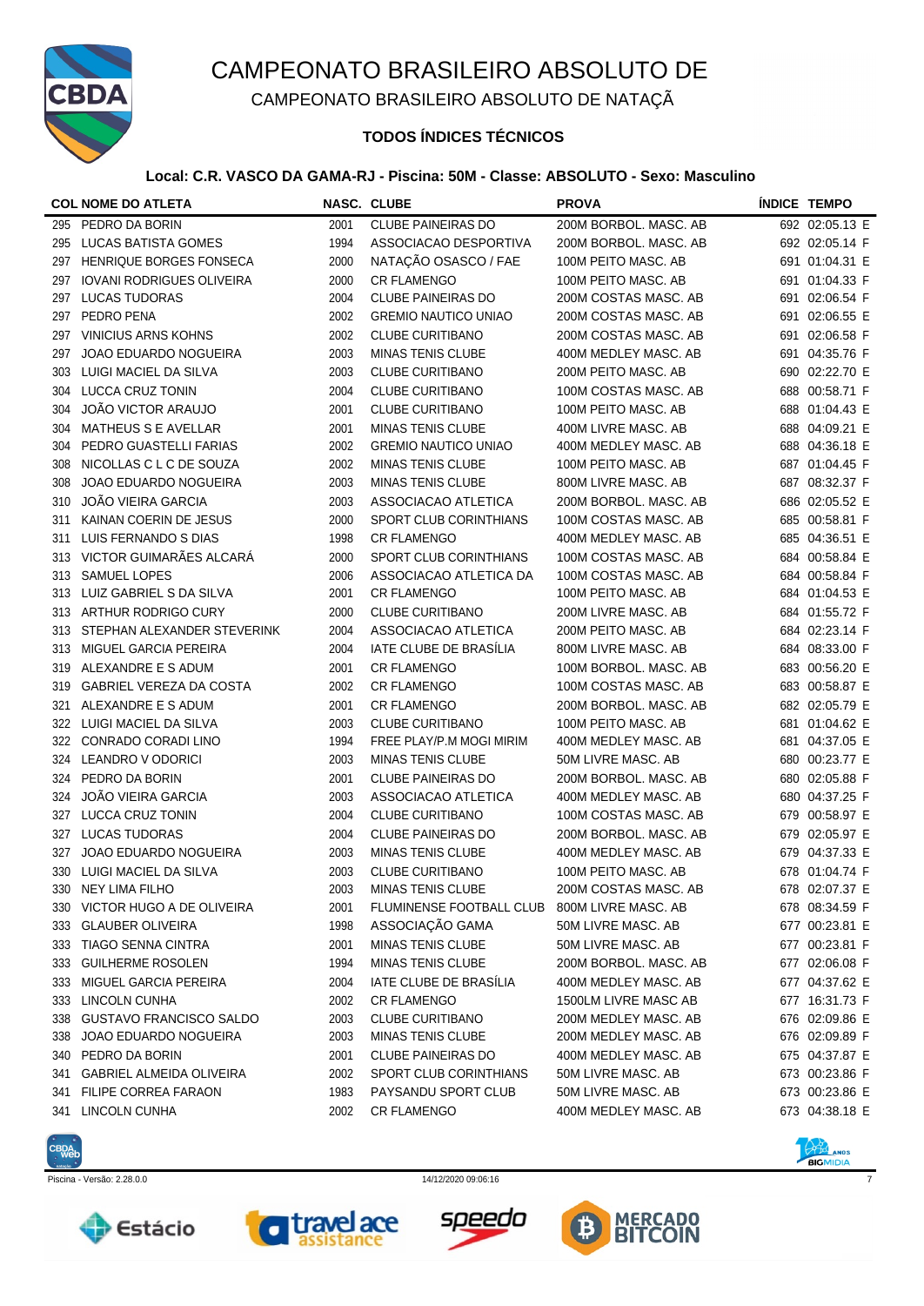# CAMPEONATO BRASILEIRO ABSOLUTO DE

## CAMPEONATO BRASILEIRO ABSOLUTO DE NATAÇÃ

### TODOS ÍNDICES TÉCNICOS

**Local: C.R. VASCO DA GAMA-RJ - Piscina: 50M - Classe: ABSOLUTO - Sexo: Masculino**

| COL | NOME DO ATLETA | NASC. | CLUBE | PROVA | ÍNDICE | TEMPO |
|---|---|---|---|---|---|---|
| 295 | PEDRO DA BORIN | 2001 | CLUBE PAINEIRAS DO | 200M BORBOL. MASC. AB | 692 | 02:05.13 E |
| 295 | LUCAS BATISTA GOMES | 1994 | ASSOCIACAO DESPORTIVA | 200M BORBOL. MASC. AB | 692 | 02:05.14 F |
| 297 | HENRIQUE BORGES FONSECA | 2000 | NATAÇÃO OSASCO / FAE | 100M PEITO MASC. AB | 691 | 01:04.31 E |
| 297 | IOVANI RODRIGUES OLIVEIRA | 2000 | CR FLAMENGO | 100M PEITO MASC. AB | 691 | 01:04.33 F |
| 297 | LUCAS TUDORAS | 2004 | CLUBE PAINEIRAS DO | 200M COSTAS MASC. AB | 691 | 02:06.54 F |
| 297 | PEDRO PENA | 2002 | GREMIO NAUTICO UNIAO | 200M COSTAS MASC. AB | 691 | 02:06.55 E |
| 297 | VINICIUS ARNS KOHNS | 2002 | CLUBE CURITIBANO | 200M COSTAS MASC. AB | 691 | 02:06.58 F |
| 297 | JOAO EDUARDO NOGUEIRA | 2003 | MINAS TENIS CLUBE | 400M MEDLEY MASC. AB | 691 | 04:35.76 F |
| 303 | LUIGI MACIEL DA SILVA | 2003 | CLUBE CURITIBANO | 200M PEITO MASC. AB | 690 | 02:22.70 E |
| 304 | LUCCA CRUZ TONIN | 2004 | CLUBE CURITIBANO | 100M COSTAS MASC. AB | 688 | 00:58.71 F |
| 304 | JOÃO VICTOR ARAUJO | 2001 | CLUBE CURITIBANO | 100M PEITO MASC. AB | 688 | 01:04.43 E |
| 304 | MATHEUS S E AVELLAR | 2001 | MINAS TENIS CLUBE | 400M LIVRE MASC. AB | 688 | 04:09.21 E |
| 304 | PEDRO GUASTELLI FARIAS | 2002 | GREMIO NAUTICO UNIAO | 400M MEDLEY MASC. AB | 688 | 04:36.18 E |
| 308 | NICOLLAS C L C DE SOUZA | 2002 | MINAS TENIS CLUBE | 100M PEITO MASC. AB | 687 | 01:04.45 F |
| 308 | JOAO EDUARDO NOGUEIRA | 2003 | MINAS TENIS CLUBE | 800M LIVRE MASC. AB | 687 | 08:32.37 F |
| 310 | JOÃO VIEIRA GARCIA | 2003 | ASSOCIACAO ATLETICA | 200M BORBOL. MASC. AB | 686 | 02:05.52 E |
| 311 | KAINAN COERIN DE JESUS | 2000 | SPORT CLUB CORINTHIANS | 100M COSTAS MASC. AB | 685 | 00:58.81 F |
| 311 | LUIS FERNANDO S DIAS | 1998 | CR FLAMENGO | 400M MEDLEY MASC. AB | 685 | 04:36.51 E |
| 313 | VICTOR GUIMARÃES ALCARÁ | 2000 | SPORT CLUB CORINTHIANS | 100M COSTAS MASC. AB | 684 | 00:58.84 E |
| 313 | SAMUEL LOPES | 2006 | ASSOCIACAO ATLETICA DA | 100M COSTAS MASC. AB | 684 | 00:58.84 F |
| 313 | LUIZ GABRIEL S DA SILVA | 2001 | CR FLAMENGO | 100M PEITO MASC. AB | 684 | 01:04.53 E |
| 313 | ARTHUR RODRIGO CURY | 2000 | CLUBE CURITIBANO | 200M LIVRE MASC. AB | 684 | 01:55.72 F |
| 313 | STEPHAN ALEXANDER STEVERINK | 2004 | ASSOCIACAO ATLETICA | 200M PEITO MASC. AB | 684 | 02:23.14 F |
| 313 | MIGUEL GARCIA PEREIRA | 2004 | IATE CLUBE DE BRASÍLIA | 800M LIVRE MASC. AB | 684 | 08:33.00 F |
| 319 | ALEXANDRE E S ADUM | 2001 | CR FLAMENGO | 100M BORBOL. MASC. AB | 683 | 00:56.20 E |
| 319 | GABRIEL VEREZA DA COSTA | 2002 | CR FLAMENGO | 100M COSTAS MASC. AB | 683 | 00:58.87 E |
| 321 | ALEXANDRE E S ADUM | 2001 | CR FLAMENGO | 200M BORBOL. MASC. AB | 682 | 02:05.79 E |
| 322 | LUIGI MACIEL DA SILVA | 2003 | CLUBE CURITIBANO | 100M PEITO MASC. AB | 681 | 01:04.62 E |
| 322 | CONRADO CORADI LINO | 1994 | FREE PLAY/P.M MOGI MIRIM | 400M MEDLEY MASC. AB | 681 | 04:37.05 E |
| 324 | LEANDRO V ODORICI | 2003 | MINAS TENIS CLUBE | 50M LIVRE MASC. AB | 680 | 00:23.77 E |
| 324 | PEDRO DA BORIN | 2001 | CLUBE PAINEIRAS DO | 200M BORBOL. MASC. AB | 680 | 02:05.88 F |
| 324 | JOÃO VIEIRA GARCIA | 2003 | ASSOCIACAO ATLETICA | 400M MEDLEY MASC. AB | 680 | 04:37.25 F |
| 327 | LUCCA CRUZ TONIN | 2004 | CLUBE CURITIBANO | 100M COSTAS MASC. AB | 679 | 00:58.97 E |
| 327 | LUCAS TUDORAS | 2004 | CLUBE PAINEIRAS DO | 200M BORBOL. MASC. AB | 679 | 02:05.97 E |
| 327 | JOAO EDUARDO NOGUEIRA | 2003 | MINAS TENIS CLUBE | 400M MEDLEY MASC. AB | 679 | 04:37.33 E |
| 330 | LUIGI MACIEL DA SILVA | 2003 | CLUBE CURITIBANO | 100M PEITO MASC. AB | 678 | 01:04.74 F |
| 330 | NEY LIMA FILHO | 2003 | MINAS TENIS CLUBE | 200M COSTAS MASC. AB | 678 | 02:07.37 E |
| 330 | VICTOR HUGO A DE OLIVEIRA | 2001 | FLUMINENSE FOOTBALL CLUB | 800M LIVRE MASC. AB | 678 | 08:34.59 F |
| 333 | GLAUBER OLIVEIRA | 1998 | ASSOCIAÇÃO GAMA | 50M LIVRE MASC. AB | 677 | 00:23.81 E |
| 333 | TIAGO SENNA CINTRA | 2001 | MINAS TENIS CLUBE | 50M LIVRE MASC. AB | 677 | 00:23.81 F |
| 333 | GUILHERME ROSOLEN | 1994 | MINAS TENIS CLUBE | 200M BORBOL. MASC. AB | 677 | 02:06.08 F |
| 333 | MIGUEL GARCIA PEREIRA | 2004 | IATE CLUBE DE BRASÍLIA | 400M MEDLEY MASC. AB | 677 | 04:37.62 E |
| 333 | LINCOLN CUNHA | 2002 | CR FLAMENGO | 1500LM LIVRE MASC AB | 677 | 16:31.73 F |
| 338 | GUSTAVO FRANCISCO SALDO | 2003 | CLUBE CURITIBANO | 200M MEDLEY MASC. AB | 676 | 02:09.86 E |
| 338 | JOAO EDUARDO NOGUEIRA | 2003 | MINAS TENIS CLUBE | 200M MEDLEY MASC. AB | 676 | 02:09.89 F |
| 340 | PEDRO DA BORIN | 2001 | CLUBE PAINEIRAS DO | 400M MEDLEY MASC. AB | 675 | 04:37.87 E |
| 341 | GABRIEL ALMEIDA OLIVEIRA | 2002 | SPORT CLUB CORINTHIANS | 50M LIVRE MASC. AB | 673 | 00:23.86 F |
| 341 | FILIPE CORREA FARAON | 1983 | PAYSANDU SPORT CLUB | 50M LIVRE MASC. AB | 673 | 00:23.86 E |
| 341 | LINCOLN CUNHA | 2002 | CR FLAMENGO | 400M MEDLEY MASC. AB | 673 | 04:38.18 E |

Piscina - Versão: 2.28.0.0 14/12/2020 09:06:16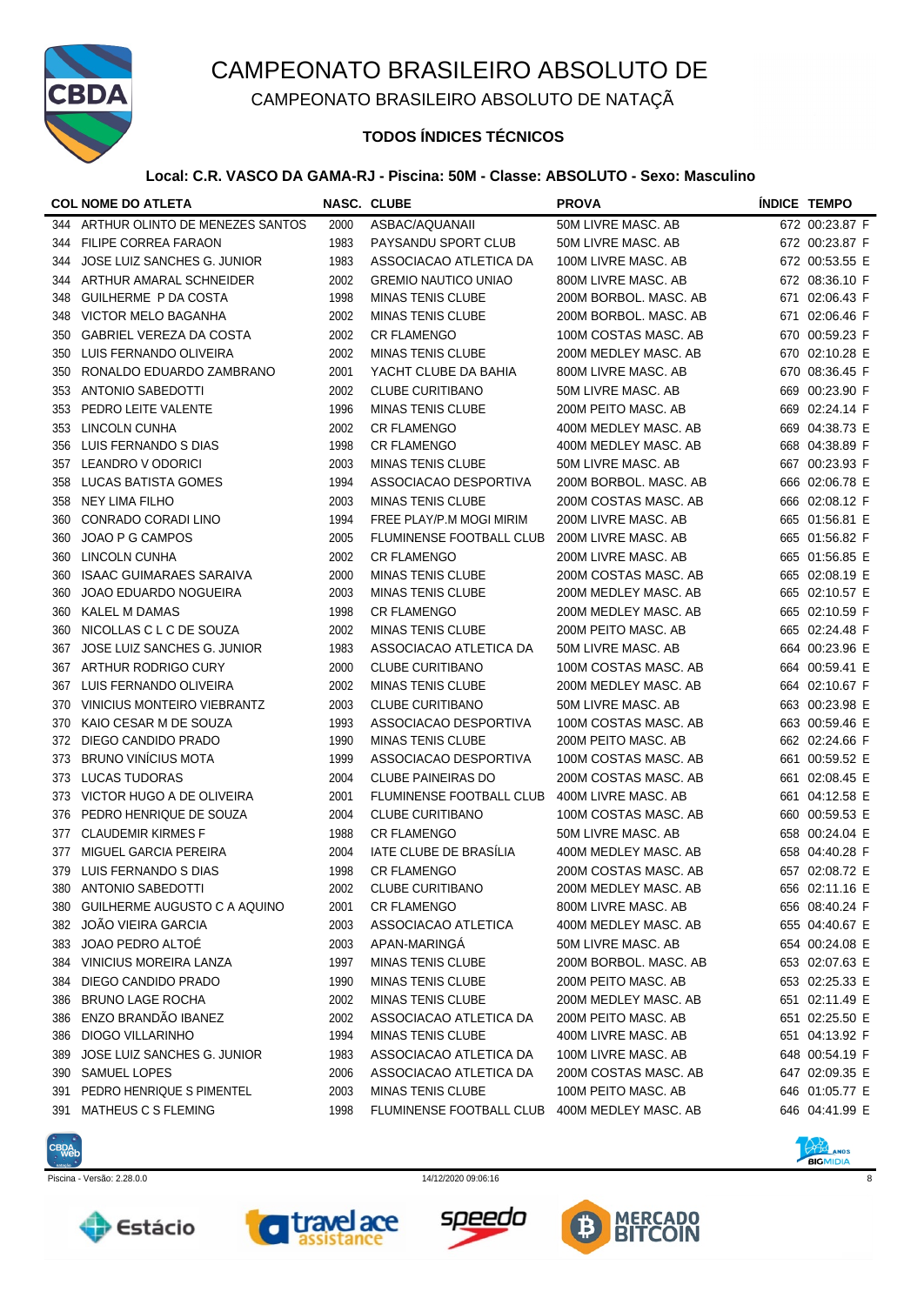# CAMPEONATO BRASILEIRO ABSOLUTO DE

## CAMPEONATO BRASILEIRO ABSOLUTO DE NATAÇÃ

### TODOS ÍNDICES TÉCNICOS

**Local: C.R. VASCO DA GAMA-RJ - Piscina: 50M - Classe: ABSOLUTO - Sexo: Masculino**

| COL | NOME DO ATLETA | NASC. | CLUBE | PROVA | ÍNDICE | TEMPO |
|---|---|---|---|---|---|---|
| 344 | ARTHUR OLINTO DE MENEZES SANTOS | 2000 | ASBAC/AQUANAII | 50M LIVRE MASC. AB | 672 | 00:23.87 F |
| 344 | FILIPE CORREA FARAON | 1983 | PAYSANDU SPORT CLUB | 50M LIVRE MASC. AB | 672 | 00:23.87 F |
| 344 | JOSE LUIZ SANCHES G. JUNIOR | 1983 | ASSOCIACAO ATLETICA DA | 100M LIVRE MASC. AB | 672 | 00:53.55 E |
| 344 | ARTHUR AMARAL SCHNEIDER | 2002 | GREMIO NAUTICO UNIAO | 800M LIVRE MASC. AB | 672 | 08:36.10 F |
| 348 | GUILHERME P DA COSTA | 1998 | MINAS TENIS CLUBE | 200M BORBOL. MASC. AB | 671 | 02:06.43 F |
| 348 | VICTOR MELO BAGANHA | 2002 | MINAS TENIS CLUBE | 200M BORBOL. MASC. AB | 671 | 02:06.46 F |
| 350 | GABRIEL VEREZA DA COSTA | 2002 | CR FLAMENGO | 100M COSTAS MASC. AB | 670 | 00:59.23 F |
| 350 | LUIS FERNANDO OLIVEIRA | 2002 | MINAS TENIS CLUBE | 200M MEDLEY MASC. AB | 670 | 02:10.28 E |
| 350 | RONALDO EDUARDO ZAMBRANO | 2001 | YACHT CLUBE DA BAHIA | 800M LIVRE MASC. AB | 670 | 08:36.45 F |
| 353 | ANTONIO SABEDOTTI | 2002 | CLUBE CURITIBANO | 50M LIVRE MASC. AB | 669 | 00:23.90 F |
| 353 | PEDRO LEITE VALENTE | 1996 | MINAS TENIS CLUBE | 200M PEITO MASC. AB | 669 | 02:24.14 F |
| 353 | LINCOLN CUNHA | 2002 | CR FLAMENGO | 400M MEDLEY MASC. AB | 669 | 04:38.73 E |
| 356 | LUIS FERNANDO S DIAS | 1998 | CR FLAMENGO | 400M MEDLEY MASC. AB | 668 | 04:38.89 F |
| 357 | LEANDRO V ODORICI | 2003 | MINAS TENIS CLUBE | 50M LIVRE MASC. AB | 667 | 00:23.93 F |
| 358 | LUCAS BATISTA GOMES | 1994 | ASSOCIACAO DESPORTIVA | 200M BORBOL. MASC. AB | 666 | 02:06.78 E |
| 358 | NEY LIMA FILHO | 2003 | MINAS TENIS CLUBE | 200M COSTAS MASC. AB | 666 | 02:08.12 F |
| 360 | CONRADO CORADI LINO | 1994 | FREE PLAY/P.M MOGI MIRIM | 200M LIVRE MASC. AB | 665 | 01:56.81 E |
| 360 | JOAO P G CAMPOS | 2005 | FLUMINENSE FOOTBALL CLUB | 200M LIVRE MASC. AB | 665 | 01:56.82 F |
| 360 | LINCOLN CUNHA | 2002 | CR FLAMENGO | 200M LIVRE MASC. AB | 665 | 01:56.85 E |
| 360 | ISAAC GUIMARAES SARAIVA | 2000 | MINAS TENIS CLUBE | 200M COSTAS MASC. AB | 665 | 02:08.19 E |
| 360 | JOAO EDUARDO NOGUEIRA | 2003 | MINAS TENIS CLUBE | 200M MEDLEY MASC. AB | 665 | 02:10.57 E |
| 360 | KALEL M DAMAS | 1998 | CR FLAMENGO | 200M MEDLEY MASC. AB | 665 | 02:10.59 F |
| 360 | NICOLLAS C L C DE SOUZA | 2002 | MINAS TENIS CLUBE | 200M PEITO MASC. AB | 665 | 02:24.48 F |
| 367 | JOSE LUIZ SANCHES G. JUNIOR | 1983 | ASSOCIACAO ATLETICA DA | 50M LIVRE MASC. AB | 664 | 00:23.96 E |
| 367 | ARTHUR RODRIGO CURY | 2000 | CLUBE CURITIBANO | 100M COSTAS MASC. AB | 664 | 00:59.41 E |
| 367 | LUIS FERNANDO OLIVEIRA | 2002 | MINAS TENIS CLUBE | 200M MEDLEY MASC. AB | 664 | 02:10.67 F |
| 370 | VINICIUS MONTEIRO VIEBRANTZ | 2003 | CLUBE CURITIBANO | 50M LIVRE MASC. AB | 663 | 00:23.98 E |
| 370 | KAIO CESAR M DE SOUZA | 1993 | ASSOCIACAO DESPORTIVA | 100M COSTAS MASC. AB | 663 | 00:59.46 E |
| 372 | DIEGO CANDIDO PRADO | 1990 | MINAS TENIS CLUBE | 200M PEITO MASC. AB | 662 | 02:24.66 F |
| 373 | BRUNO VINÍCIUS MOTA | 1999 | ASSOCIACAO DESPORTIVA | 100M COSTAS MASC. AB | 661 | 00:59.52 E |
| 373 | LUCAS TUDORAS | 2004 | CLUBE PAINEIRAS DO | 200M COSTAS MASC. AB | 661 | 02:08.45 E |
| 373 | VICTOR HUGO A DE OLIVEIRA | 2001 | FLUMINENSE FOOTBALL CLUB | 400M LIVRE MASC. AB | 661 | 04:12.58 E |
| 376 | PEDRO HENRIQUE DE SOUZA | 2004 | CLUBE CURITIBANO | 100M COSTAS MASC. AB | 660 | 00:59.53 E |
| 377 | CLAUDEMIR KIRMES F | 1988 | CR FLAMENGO | 50M LIVRE MASC. AB | 658 | 00:24.04 E |
| 377 | MIGUEL GARCIA PEREIRA | 2004 | IATE CLUBE DE BRASÍLIA | 400M MEDLEY MASC. AB | 658 | 04:40.28 F |
| 379 | LUIS FERNANDO S DIAS | 1998 | CR FLAMENGO | 200M COSTAS MASC. AB | 657 | 02:08.72 E |
| 380 | ANTONIO SABEDOTTI | 2002 | CLUBE CURITIBANO | 200M MEDLEY MASC. AB | 656 | 02:11.16 E |
| 380 | GUILHERME AUGUSTO C A AQUINO | 2001 | CR FLAMENGO | 800M LIVRE MASC. AB | 656 | 08:40.24 F |
| 382 | JOÃO VIEIRA GARCIA | 2003 | ASSOCIACAO ATLETICA | 400M MEDLEY MASC. AB | 655 | 04:40.67 E |
| 383 | JOAO PEDRO ALTOÉ | 2003 | APAN-MARINGÁ | 50M LIVRE MASC. AB | 654 | 00:24.08 E |
| 384 | VINICIUS MOREIRA LANZA | 1997 | MINAS TENIS CLUBE | 200M BORBOL. MASC. AB | 653 | 02:07.63 E |
| 384 | DIEGO CANDIDO PRADO | 1990 | MINAS TENIS CLUBE | 200M PEITO MASC. AB | 653 | 02:25.33 E |
| 386 | BRUNO LAGE ROCHA | 2002 | MINAS TENIS CLUBE | 200M MEDLEY MASC. AB | 651 | 02:11.49 E |
| 386 | ENZO BRANDÃO IBANEZ | 2002 | ASSOCIACAO ATLETICA DA | 200M PEITO MASC. AB | 651 | 02:25.50 E |
| 386 | DIOGO VILLARINHO | 1994 | MINAS TENIS CLUBE | 400M LIVRE MASC. AB | 651 | 04:13.92 F |
| 389 | JOSE LUIZ SANCHES G. JUNIOR | 1983 | ASSOCIACAO ATLETICA DA | 100M LIVRE MASC. AB | 648 | 00:54.19 F |
| 390 | SAMUEL LOPES | 2006 | ASSOCIACAO ATLETICA DA | 200M COSTAS MASC. AB | 647 | 02:09.35 E |
| 391 | PEDRO HENRIQUE S PIMENTEL | 2003 | MINAS TENIS CLUBE | 100M PEITO MASC. AB | 646 | 01:05.77 E |
| 391 | MATHEUS C S FLEMING | 1998 | FLUMINENSE FOOTBALL CLUB | 400M MEDLEY MASC. AB | 646 | 04:41.99 E |

Piscina - Versão: 2.28.0.0 &nbsp;&nbsp;&nbsp; 14/12/2020 09:06:16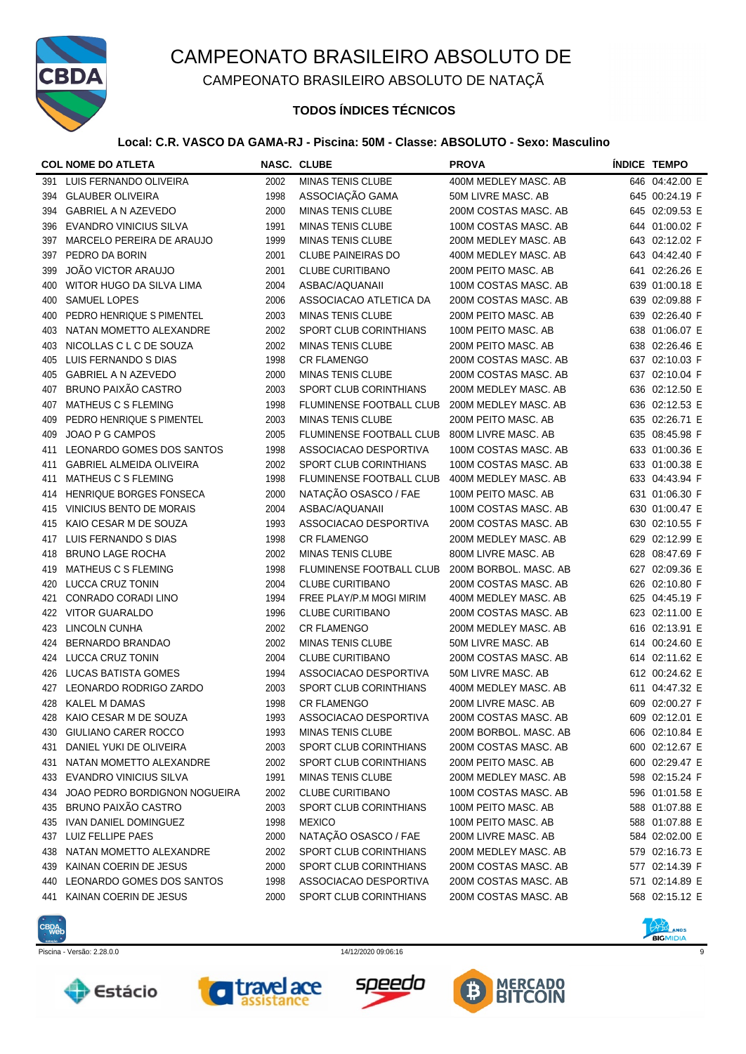# CAMPEONATO BRASILEIRO ABSOLUTO DE

## CAMPEONATO BRASILEIRO ABSOLUTO DE NATAÇÃ

### TODOS ÍNDICES TÉCNICOS

**Local: C.R. VASCO DA GAMA-RJ - Piscina: 50M - Classe: ABSOLUTO - Sexo: Masculino**

| COL | NOME DO ATLETA | NASC. | CLUBE | PROVA | ÍNDICE | TEMPO |
|---|---|---|---|---|---|---|
| 391 | LUIS FERNANDO OLIVEIRA | 2002 | MINAS TENIS CLUBE | 400M MEDLEY MASC. AB | 646 | 04:42.00 E |
| 394 | GLAUBER OLIVEIRA | 1998 | ASSOCIAÇÃO GAMA | 50M LIVRE MASC. AB | 645 | 00:24.19 F |
| 394 | GABRIEL A N AZEVEDO | 2000 | MINAS TENIS CLUBE | 200M COSTAS MASC. AB | 645 | 02:09.53 E |
| 396 | EVANDRO VINICIUS SILVA | 1991 | MINAS TENIS CLUBE | 100M COSTAS MASC. AB | 644 | 01:00.02 F |
| 397 | MARCELO PEREIRA DE ARAUJO | 1999 | MINAS TENIS CLUBE | 200M MEDLEY MASC. AB | 643 | 02:12.02 F |
| 397 | PEDRO DA BORIN | 2001 | CLUBE PAINEIRAS DO | 400M MEDLEY MASC. AB | 643 | 04:42.40 F |
| 399 | JOÃO VICTOR ARAUJO | 2001 | CLUBE CURITIBANO | 200M PEITO MASC. AB | 641 | 02:26.26 E |
| 400 | WITOR HUGO DA SILVA LIMA | 2004 | ASBAC/AQUANAII | 100M COSTAS MASC. AB | 639 | 01:00.18 E |
| 400 | SAMUEL LOPES | 2006 | ASSOCIACAO ATLETICA DA | 200M COSTAS MASC. AB | 639 | 02:09.88 F |
| 400 | PEDRO HENRIQUE S PIMENTEL | 2003 | MINAS TENIS CLUBE | 200M PEITO MASC. AB | 639 | 02:26.40 E |
| 403 | NATAN MOMETTO ALEXANDRE | 2002 | SPORT CLUB CORINTHIANS | 100M PEITO MASC. AB | 638 | 01:06.07 E |
| 403 | NICOLLAS C L C DE SOUZA | 2002 | MINAS TENIS CLUBE | 200M PEITO MASC. AB | 638 | 02:26.46 E |
| 405 | LUIS FERNANDO S DIAS | 1998 | CR FLAMENGO | 200M COSTAS MASC. AB | 637 | 02:10.03 F |
| 405 | GABRIEL A N AZEVEDO | 2000 | MINAS TENIS CLUBE | 200M COSTAS MASC. AB | 637 | 02:10.04 F |
| 407 | BRUNO PAIXÃO CASTRO | 2003 | SPORT CLUB CORINTHIANS | 200M MEDLEY MASC. AB | 636 | 02:12.50 E |
| 407 | MATHEUS C S FLEMING | 1998 | FLUMINENSE FOOTBALL CLUB | 200M MEDLEY MASC. AB | 636 | 02:12.53 E |
| 409 | PEDRO HENRIQUE S PIMENTEL | 2003 | MINAS TENIS CLUBE | 200M PEITO MASC. AB | 635 | 02:26.71 E |
| 409 | JOAO P G CAMPOS | 2005 | FLUMINENSE FOOTBALL CLUB | 800M LIVRE MASC. AB | 635 | 08:45.98 F |
| 411 | LEONARDO GOMES DOS SANTOS | 1998 | ASSOCIACAO DESPORTIVA | 100M COSTAS MASC. AB | 633 | 01:00.36 E |
| 411 | GABRIEL ALMEIDA OLIVEIRA | 2002 | SPORT CLUB CORINTHIANS | 100M COSTAS MASC. AB | 633 | 01:00.38 E |
| 411 | MATHEUS C S FLEMING | 1998 | FLUMINENSE FOOTBALL CLUB | 400M MEDLEY MASC. AB | 633 | 04:43.94 F |
| 414 | HENRIQUE BORGES FONSECA | 2000 | NATAÇÃO OSASCO / FAE | 100M PEITO MASC. AB | 631 | 01:06.30 F |
| 415 | VINICIUS BENTO DE MORAIS | 2004 | ASBAC/AQUANAII | 100M COSTAS MASC. AB | 630 | 01:00.47 E |
| 415 | KAIO CESAR M DE SOUZA | 1993 | ASSOCIACAO DESPORTIVA | 200M COSTAS MASC. AB | 630 | 02:10.55 F |
| 417 | LUIS FERNANDO S DIAS | 1998 | CR FLAMENGO | 200M MEDLEY MASC. AB | 629 | 02:12.99 E |
| 418 | BRUNO LAGE ROCHA | 2002 | MINAS TENIS CLUBE | 800M LIVRE MASC. AB | 628 | 08:47.69 F |
| 419 | MATHEUS C S FLEMING | 1998 | FLUMINENSE FOOTBALL CLUB | 200M BORBOL. MASC. AB | 627 | 02:09.36 E |
| 420 | LUCCA CRUZ TONIN | 2004 | CLUBE CURITIBANO | 200M COSTAS MASC. AB | 626 | 02:10.80 F |
| 421 | CONRADO CORADI LINO | 1994 | FREE PLAY/P.M MOGI MIRIM | 400M MEDLEY MASC. AB | 625 | 04:45.19 F |
| 422 | VITOR GUARALDO | 1996 | CLUBE CURITIBANO | 200M COSTAS MASC. AB | 623 | 02:11.00 E |
| 423 | LINCOLN CUNHA | 2002 | CR FLAMENGO | 200M MEDLEY MASC. AB | 616 | 02:13.91 E |
| 424 | BERNARDO BRANDAO | 2002 | MINAS TENIS CLUBE | 50M LIVRE MASC. AB | 614 | 00:24.60 E |
| 424 | LUCCA CRUZ TONIN | 2004 | CLUBE CURITIBANO | 200M COSTAS MASC. AB | 614 | 02:11.62 E |
| 426 | LUCAS BATISTA GOMES | 1994 | ASSOCIACAO DESPORTIVA | 50M LIVRE MASC. AB | 612 | 00:24.62 E |
| 427 | LEONARDO RODRIGO ZARDO | 2003 | SPORT CLUB CORINTHIANS | 400M MEDLEY MASC. AB | 611 | 04:47.32 E |
| 428 | KALEL M DAMAS | 1998 | CR FLAMENGO | 200M LIVRE MASC. AB | 609 | 02:00.27 F |
| 428 | KAIO CESAR M DE SOUZA | 1993 | ASSOCIACAO DESPORTIVA | 200M COSTAS MASC. AB | 609 | 02:12.01 E |
| 430 | GIULIANO CARER ROCCO | 1993 | MINAS TENIS CLUBE | 200M BORBOL. MASC. AB | 606 | 02:10.84 E |
| 431 | DANIEL YUKI DE OLIVEIRA | 2003 | SPORT CLUB CORINTHIANS | 200M COSTAS MASC. AB | 600 | 02:12.67 E |
| 431 | NATAN MOMETTO ALEXANDRE | 2002 | SPORT CLUB CORINTHIANS | 200M PEITO MASC. AB | 600 | 02:29.47 E |
| 433 | EVANDRO VINICIUS SILVA | 1991 | MINAS TENIS CLUBE | 200M MEDLEY MASC. AB | 598 | 02:15.24 F |
| 434 | JOAO PEDRO BORDIGNON NOGUEIRA | 2002 | CLUBE CURITIBANO | 100M COSTAS MASC. AB | 596 | 01:01.58 E |
| 435 | BRUNO PAIXÃO CASTRO | 2003 | SPORT CLUB CORINTHIANS | 100M PEITO MASC. AB | 588 | 01:07.88 E |
| 435 | IVAN DANIEL DOMINGUEZ | 1998 | MEXICO | 100M PEITO MASC. AB | 588 | 01:07.88 E |
| 437 | LUIZ FELLIPE PAES | 2000 | NATAÇÃO OSASCO / FAE | 200M LIVRE MASC. AB | 584 | 02:02.00 E |
| 438 | NATAN MOMETTO ALEXANDRE | 2002 | SPORT CLUB CORINTHIANS | 200M MEDLEY MASC. AB | 579 | 02:16.73 E |
| 439 | KAINAN COERIN DE JESUS | 2000 | SPORT CLUB CORINTHIANS | 200M COSTAS MASC. AB | 577 | 02:14.39 F |
| 440 | LEONARDO GOMES DOS SANTOS | 1998 | ASSOCIACAO DESPORTIVA | 200M COSTAS MASC. AB | 571 | 02:14.89 E |
| 441 | KAINAN COERIN DE JESUS | 2000 | SPORT CLUB CORINTHIANS | 200M COSTAS MASC. AB | 568 | 02:15.12 E |

Piscina - Versão: 2.28.0.0 | 14/12/2020 09:06:16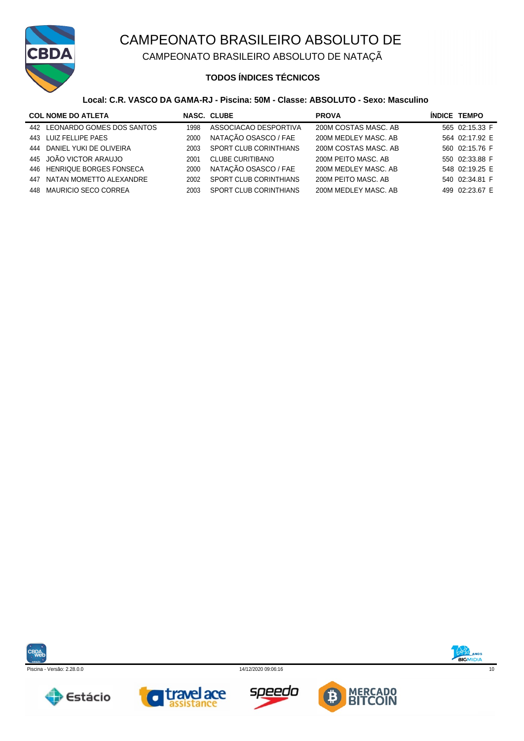# CAMPEONATO BRASILEIRO ABSOLUTO DE

## CAMPEONATO BRASILEIRO ABSOLUTO DE NATAÇÃ

### TODOS ÍNDICES TÉCNICOS

**Local: C.R. VASCO DA GAMA-RJ - Piscina: 50M - Classe: ABSOLUTO - Sexo: Masculino**

| COL | NOME DO ATLETA | NASC. | CLUBE | PROVA | ÍNDICE | TEMPO |
|---|---|---|---|---|---|---|
| 442 | LEONARDO GOMES DOS SANTOS | 1998 | ASSOCIACAO DESPORTIVA | 200M COSTAS MASC. AB | 565 | 02:15.33 F |
| 443 | LUIZ FELLIPE PAES | 2000 | NATAÇÃO OSASCO / FAE | 200M MEDLEY MASC. AB | 564 | 02:17.92 E |
| 444 | DANIEL YUKI DE OLIVEIRA | 2003 | SPORT CLUB CORINTHIANS | 200M COSTAS MASC. AB | 560 | 02:15.76 F |
| 445 | JOÃO VICTOR ARAUJO | 2001 | CLUBE CURITIBANO | 200M PEITO MASC. AB | 550 | 02:33.88 F |
| 446 | HENRIQUE BORGES FONSECA | 2000 | NATAÇÃO OSASCO / FAE | 200M MEDLEY MASC. AB | 548 | 02:19.25 E |
| 447 | NATAN MOMETTO ALEXANDRE | 2002 | SPORT CLUB CORINTHIANS | 200M PEITO MASC. AB | 540 | 02:34.81 F |
| 448 | MAURICIO SECO CORREA | 2003 | SPORT CLUB CORINTHIANS | 200M MEDLEY MASC. AB | 499 | 02:23.67 E |

Piscina - Versão: 2.28.0.0    14/12/2020 09:06:16